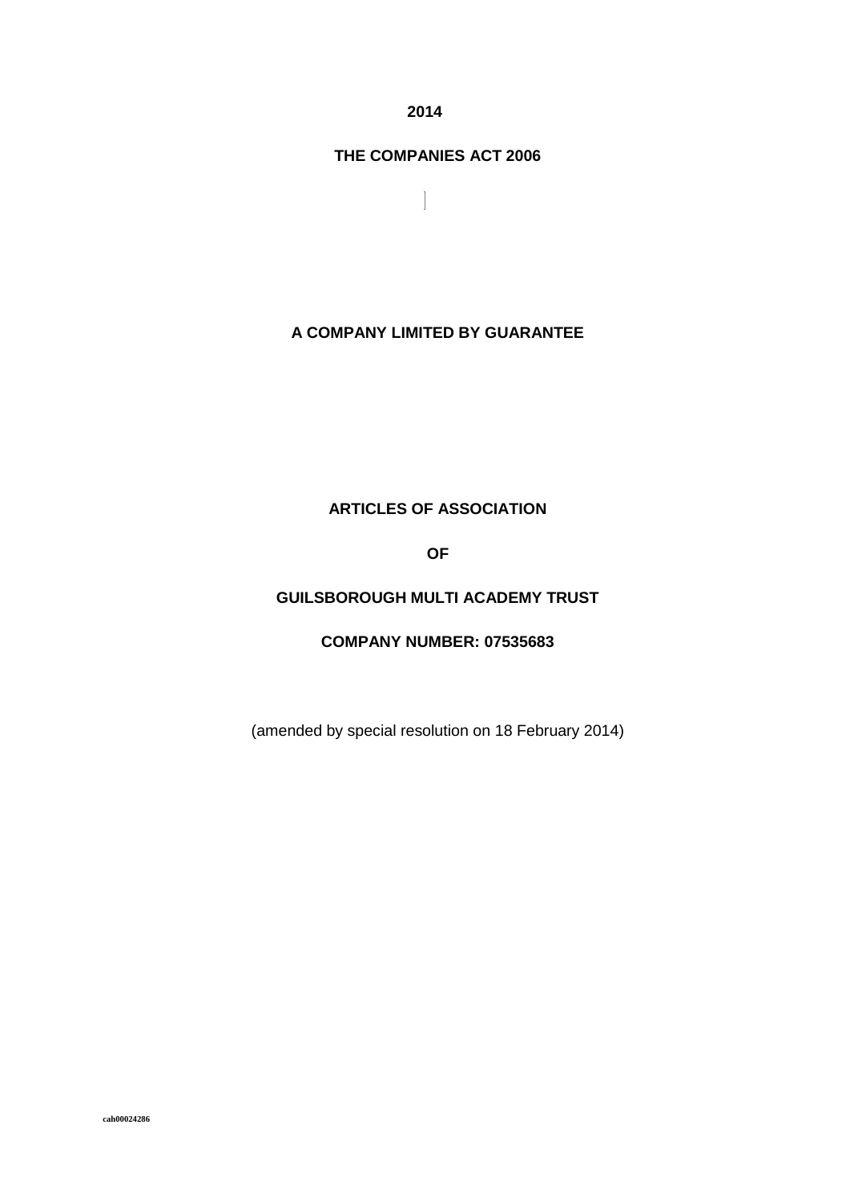**2014**

**THE COMPANIES ACT 2006**

**A COMPANY LIMITED BY GUARANTEE**

**ARTICLES OF ASSOCIATION**

**OF**

**GUILSBOROUGH MULTI ACADEMY TRUST**

**COMPANY NUMBER: 07535683**

(amended by special resolution on 18 February 2014)

cah00024286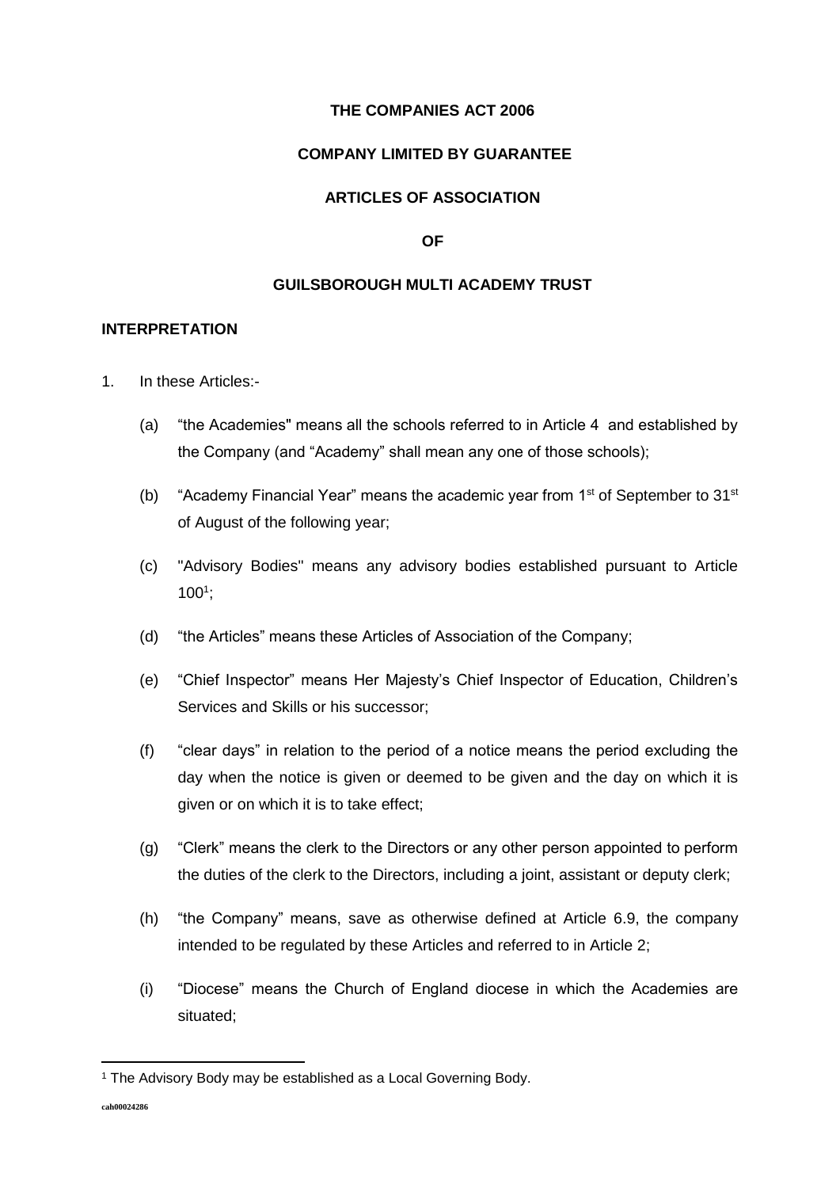**THE COMPANIES ACT 2006**

**COMPANY LIMITED BY GUARANTEE**

**ARTICLES OF ASSOCIATION**

**OF**

**GUILSBOROUGH MULTI ACADEMY TRUST**

**INTERPRETATION**

1. In these Articles:-

   (a) "the Academies" means all the schools referred to in Article 4 and established by the Company (and "Academy" shall mean any one of those schools);

   (b) "Academy Financial Year" means the academic year from 1st of September to 31st of August of the following year;

   (c) "Advisory Bodies" means any advisory bodies established pursuant to Article 100[1];

   (d) "the Articles" means these Articles of Association of the Company;

   (e) "Chief Inspector" means Her Majesty's Chief Inspector of Education, Children's Services and Skills or his successor;

   (f) "clear days" in relation to the period of a notice means the period excluding the day when the notice is given or deemed to be given and the day on which it is given or on which it is to take effect;

   (g) "Clerk" means the clerk to the Directors or any other person appointed to perform the duties of the clerk to the Directors, including a joint, assistant or deputy clerk;

   (h) "the Company" means, save as otherwise defined at Article 6.9, the company intended to be regulated by these Articles and referred to in Article 2;

   (i) "Diocese" means the Church of England diocese in which the Academies are situated;

[1] The Advisory Body may be established as a Local Governing Body.

cah00024286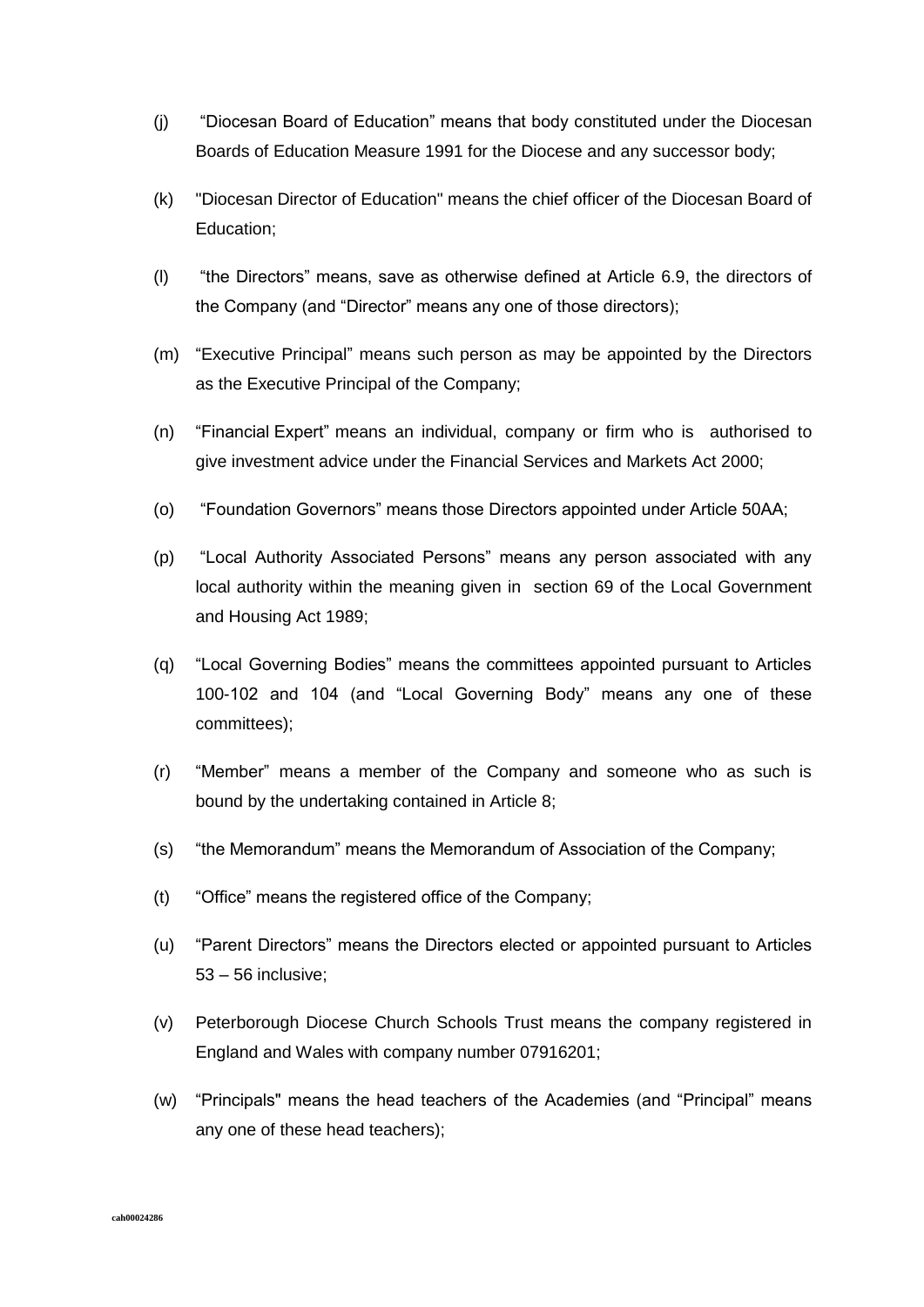(j) "Diocesan Board of Education" means that body constituted under the Diocesan Boards of Education Measure 1991 for the Diocese and any successor body;

(k) "Diocesan Director of Education" means the chief officer of the Diocesan Board of Education;

(l) "the Directors" means, save as otherwise defined at Article 6.9, the directors of the Company (and "Director" means any one of those directors);

(m) "Executive Principal" means such person as may be appointed by the Directors as the Executive Principal of the Company;

(n) "Financial Expert" means an individual, company or firm who is authorised to give investment advice under the Financial Services and Markets Act 2000;

(o) "Foundation Governors" means those Directors appointed under Article 50AA;

(p) "Local Authority Associated Persons" means any person associated with any local authority within the meaning given in section 69 of the Local Government and Housing Act 1989;

(q) "Local Governing Bodies" means the committees appointed pursuant to Articles 100-102 and 104 (and "Local Governing Body" means any one of these committees);

(r) "Member" means a member of the Company and someone who as such is bound by the undertaking contained in Article 8;

(s) "the Memorandum" means the Memorandum of Association of the Company;

(t) "Office" means the registered office of the Company;

(u) "Parent Directors" means the Directors elected or appointed pursuant to Articles 53 – 56 inclusive;

(v) Peterborough Diocese Church Schools Trust means the company registered in England and Wales with company number 07916201;

(w) "Principals" means the head teachers of the Academies (and "Principal" means any one of these head teachers);

cah00024286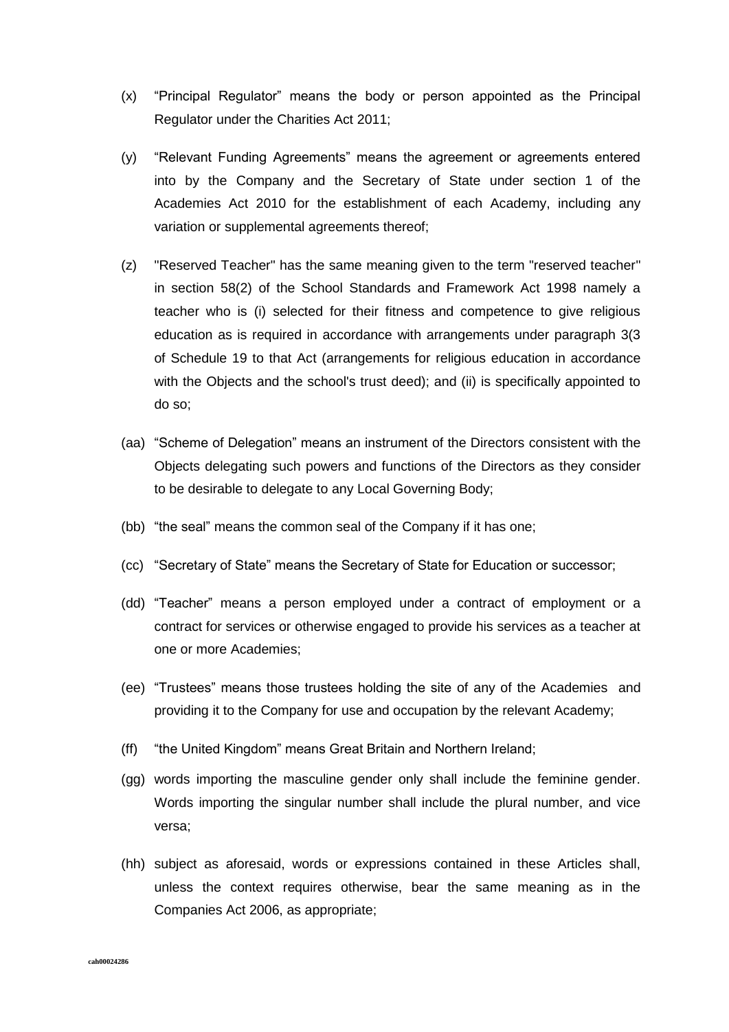(x) "Principal Regulator" means the body or person appointed as the Principal Regulator under the Charities Act 2011;

(y) "Relevant Funding Agreements" means the agreement or agreements entered into by the Company and the Secretary of State under section 1 of the Academies Act 2010 for the establishment of each Academy, including any variation or supplemental agreements thereof;

(z) "Reserved Teacher" has the same meaning given to the term "reserved teacher" in section 58(2) of the School Standards and Framework Act 1998 namely a teacher who is (i) selected for their fitness and competence to give religious education as is required in accordance with arrangements under paragraph 3(3 of Schedule 19 to that Act (arrangements for religious education in accordance with the Objects and the school's trust deed); and (ii) is specifically appointed to do so;

(aa) "Scheme of Delegation" means an instrument of the Directors consistent with the Objects delegating such powers and functions of the Directors as they consider to be desirable to delegate to any Local Governing Body;

(bb) "the seal" means the common seal of the Company if it has one;

(cc) "Secretary of State" means the Secretary of State for Education or successor;

(dd) "Teacher" means a person employed under a contract of employment or a contract for services or otherwise engaged to provide his services as a teacher at one or more Academies;

(ee) "Trustees" means those trustees holding the site of any of the Academies and providing it to the Company for use and occupation by the relevant Academy;

(ff) "the United Kingdom" means Great Britain and Northern Ireland;

(gg) words importing the masculine gender only shall include the feminine gender. Words importing the singular number shall include the plural number, and vice versa;

(hh) subject as aforesaid, words or expressions contained in these Articles shall, unless the context requires otherwise, bear the same meaning as in the Companies Act 2006, as appropriate;

cah00024286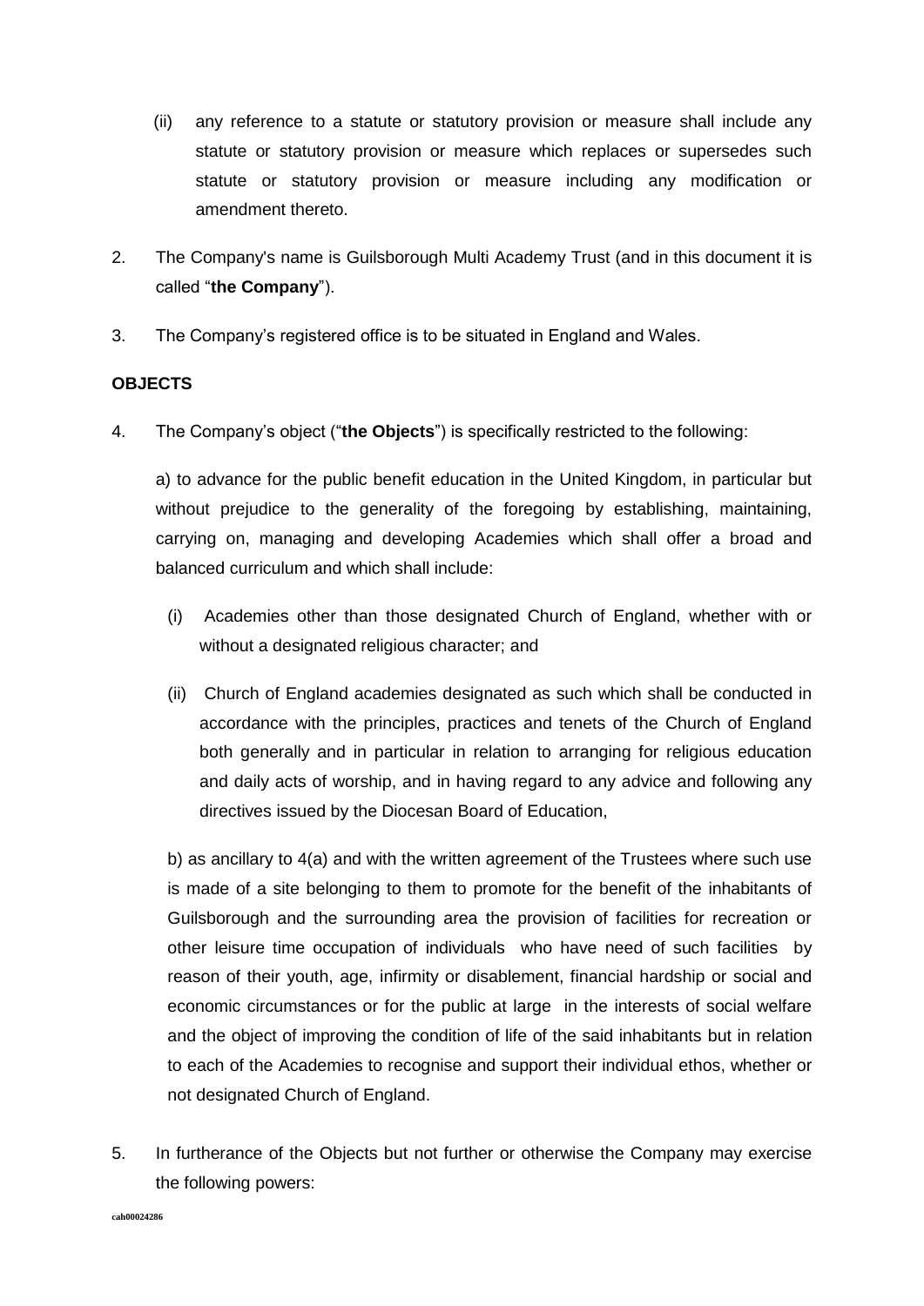(ii) any reference to a statute or statutory provision or measure shall include any statute or statutory provision or measure which replaces or supersedes such statute or statutory provision or measure including any modification or amendment thereto.

2. The Company's name is Guilsborough Multi Academy Trust (and in this document it is called "**the Company**").

3. The Company's registered office is to be situated in England and Wales.

**OBJECTS**

4. The Company's object ("**the Objects**") is specifically restricted to the following:

   a) to advance for the public benefit education in the United Kingdom, in particular but without prejudice to the generality of the foregoing by establishing, maintaining, carrying on, managing and developing Academies which shall offer a broad and balanced curriculum and which shall include:

   (i) Academies other than those designated Church of England, whether with or without a designated religious character; and

   (ii) Church of England academies designated as such which shall be conducted in accordance with the principles, practices and tenets of the Church of England both generally and in particular in relation to arranging for religious education and daily acts of worship, and in having regard to any advice and following any directives issued by the Diocesan Board of Education,

   b) as ancillary to 4(a) and with the written agreement of the Trustees where such use is made of a site belonging to them to promote for the benefit of the inhabitants of Guilsborough and the surrounding area the provision of facilities for recreation or other leisure time occupation of individuals who have need of such facilities by reason of their youth, age, infirmity or disablement, financial hardship or social and economic circumstances or for the public at large in the interests of social welfare and the object of improving the condition of life of the said inhabitants but in relation to each of the Academies to recognise and support their individual ethos, whether or not designated Church of England.

5. In furtherance of the Objects but not further or otherwise the Company may exercise the following powers: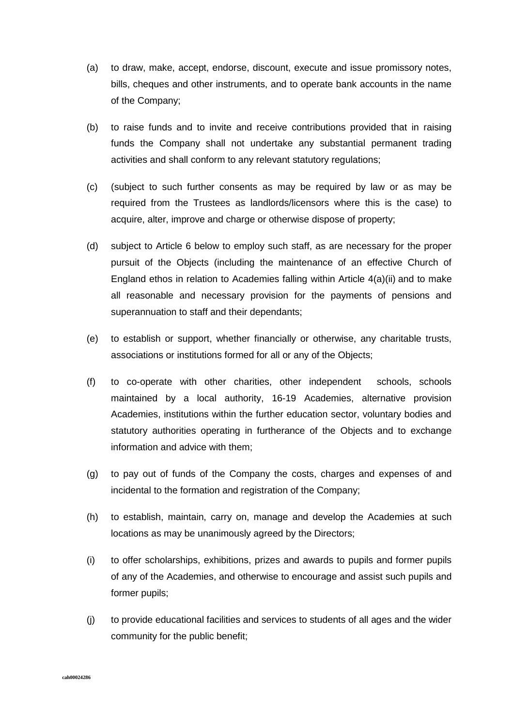(a) to draw, make, accept, endorse, discount, execute and issue promissory notes, bills, cheques and other instruments, and to operate bank accounts in the name of the Company;

(b) to raise funds and to invite and receive contributions provided that in raising funds the Company shall not undertake any substantial permanent trading activities and shall conform to any relevant statutory regulations;

(c) (subject to such further consents as may be required by law or as may be required from the Trustees as landlords/licensors where this is the case) to acquire, alter, improve and charge or otherwise dispose of property;

(d) subject to Article 6 below to employ such staff, as are necessary for the proper pursuit of the Objects (including the maintenance of an effective Church of England ethos in relation to Academies falling within Article 4(a)(ii) and to make all reasonable and necessary provision for the payments of pensions and superannuation to staff and their dependants;

(e) to establish or support, whether financially or otherwise, any charitable trusts, associations or institutions formed for all or any of the Objects;

(f) to co-operate with other charities, other independent schools, schools maintained by a local authority, 16-19 Academies, alternative provision Academies, institutions within the further education sector, voluntary bodies and statutory authorities operating in furtherance of the Objects and to exchange information and advice with them;

(g) to pay out of funds of the Company the costs, charges and expenses of and incidental to the formation and registration of the Company;

(h) to establish, maintain, carry on, manage and develop the Academies at such locations as may be unanimously agreed by the Directors;

(i) to offer scholarships, exhibitions, prizes and awards to pupils and former pupils of any of the Academies, and otherwise to encourage and assist such pupils and former pupils;

(j) to provide educational facilities and services to students of all ages and the wider community for the public benefit;

cah00024286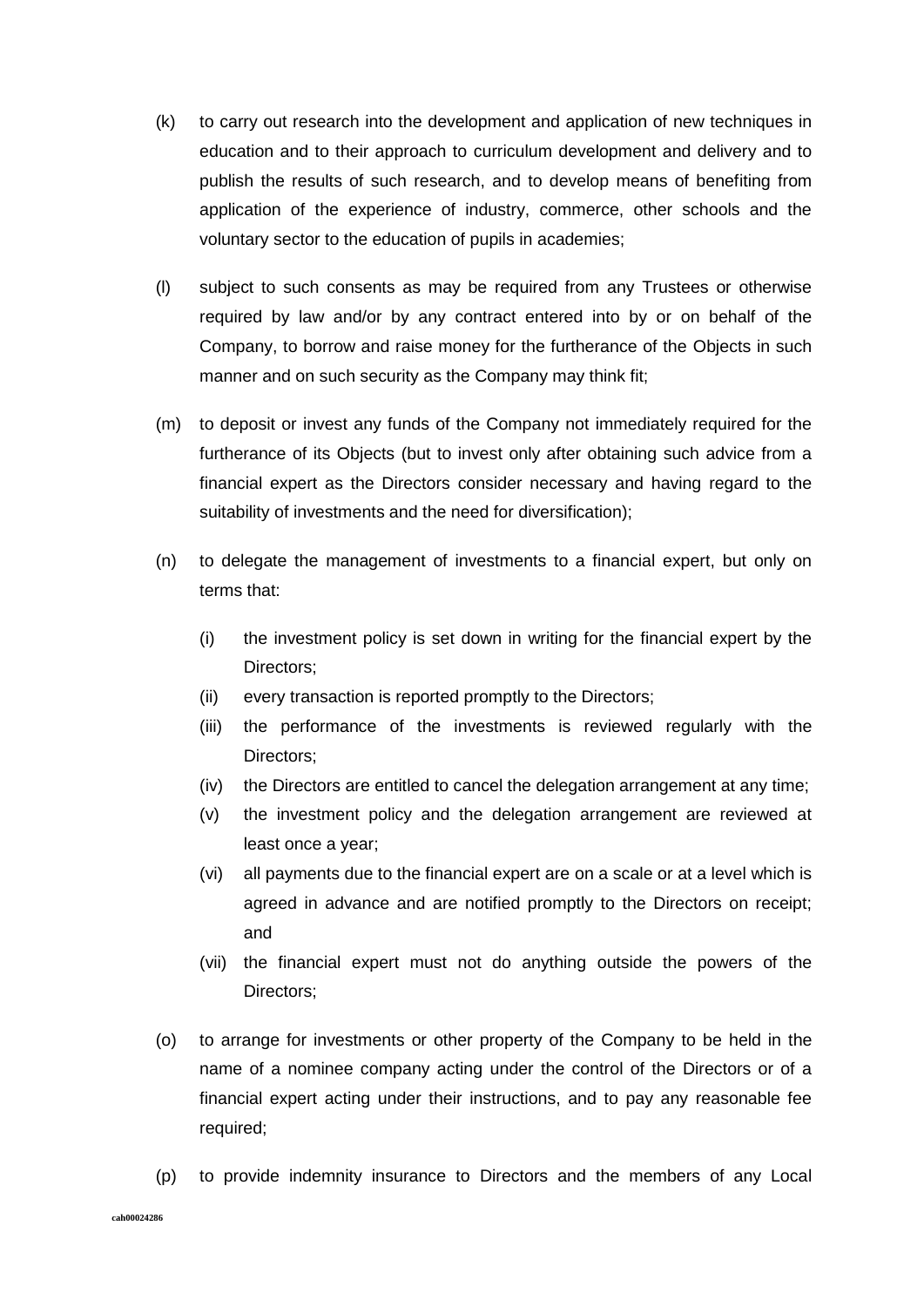(k) to carry out research into the development and application of new techniques in education and to their approach to curriculum development and delivery and to publish the results of such research, and to develop means of benefiting from application of the experience of industry, commerce, other schools and the voluntary sector to the education of pupils in academies;

(l) subject to such consents as may be required from any Trustees or otherwise required by law and/or by any contract entered into by or on behalf of the Company, to borrow and raise money for the furtherance of the Objects in such manner and on such security as the Company may think fit;

(m) to deposit or invest any funds of the Company not immediately required for the furtherance of its Objects (but to invest only after obtaining such advice from a financial expert as the Directors consider necessary and having regard to the suitability of investments and the need for diversification);

(n) to delegate the management of investments to a financial expert, but only on terms that:

   (i) the investment policy is set down in writing for the financial expert by the Directors;
   (ii) every transaction is reported promptly to the Directors;
   (iii) the performance of the investments is reviewed regularly with the Directors;
   (iv) the Directors are entitled to cancel the delegation arrangement at any time;
   (v) the investment policy and the delegation arrangement are reviewed at least once a year;
   (vi) all payments due to the financial expert are on a scale or at a level which is agreed in advance and are notified promptly to the Directors on receipt; and
   (vii) the financial expert must not do anything outside the powers of the Directors;

(o) to arrange for investments or other property of the Company to be held in the name of a nominee company acting under the control of the Directors or of a financial expert acting under their instructions, and to pay any reasonable fee required;

(p) to provide indemnity insurance to Directors and the members of any Local

cah00024286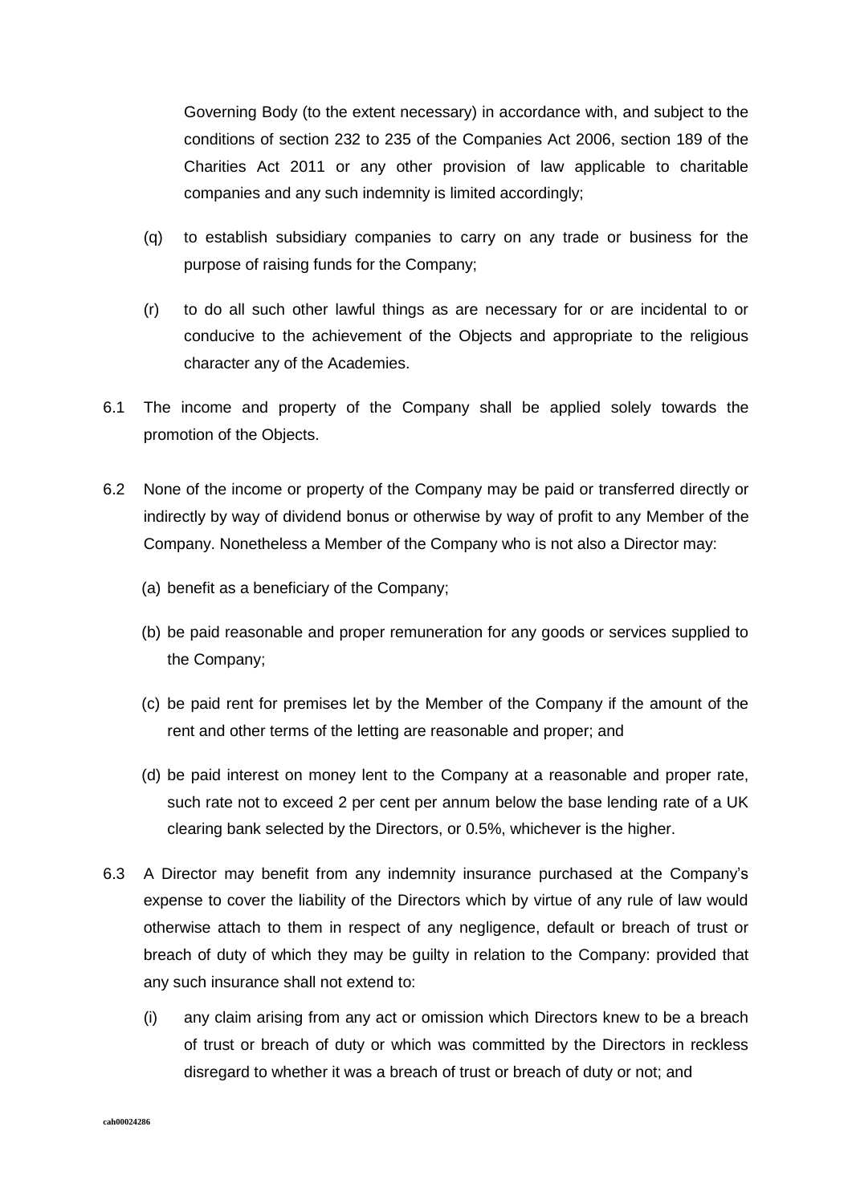Governing Body (to the extent necessary) in accordance with, and subject to the conditions of section 232 to 235 of the Companies Act 2006, section 189 of the Charities Act 2011 or any other provision of law applicable to charitable companies and any such indemnity is limited accordingly;

(q) to establish subsidiary companies to carry on any trade or business for the purpose of raising funds for the Company;

(r) to do all such other lawful things as are necessary for or are incidental to or conducive to the achievement of the Objects and appropriate to the religious character any of the Academies.

6.1 The income and property of the Company shall be applied solely towards the promotion of the Objects.

6.2 None of the income or property of the Company may be paid or transferred directly or indirectly by way of dividend bonus or otherwise by way of profit to any Member of the Company. Nonetheless a Member of the Company who is not also a Director may:

(a) benefit as a beneficiary of the Company;

(b) be paid reasonable and proper remuneration for any goods or services supplied to the Company;

(c) be paid rent for premises let by the Member of the Company if the amount of the rent and other terms of the letting are reasonable and proper; and

(d) be paid interest on money lent to the Company at a reasonable and proper rate, such rate not to exceed 2 per cent per annum below the base lending rate of a UK clearing bank selected by the Directors, or 0.5%, whichever is the higher.

6.3 A Director may benefit from any indemnity insurance purchased at the Company's expense to cover the liability of the Directors which by virtue of any rule of law would otherwise attach to them in respect of any negligence, default or breach of trust or breach of duty of which they may be guilty in relation to the Company: provided that any such insurance shall not extend to:

(i) any claim arising from any act or omission which Directors knew to be a breach of trust or breach of duty or which was committed by the Directors in reckless disregard to whether it was a breach of trust or breach of duty or not; and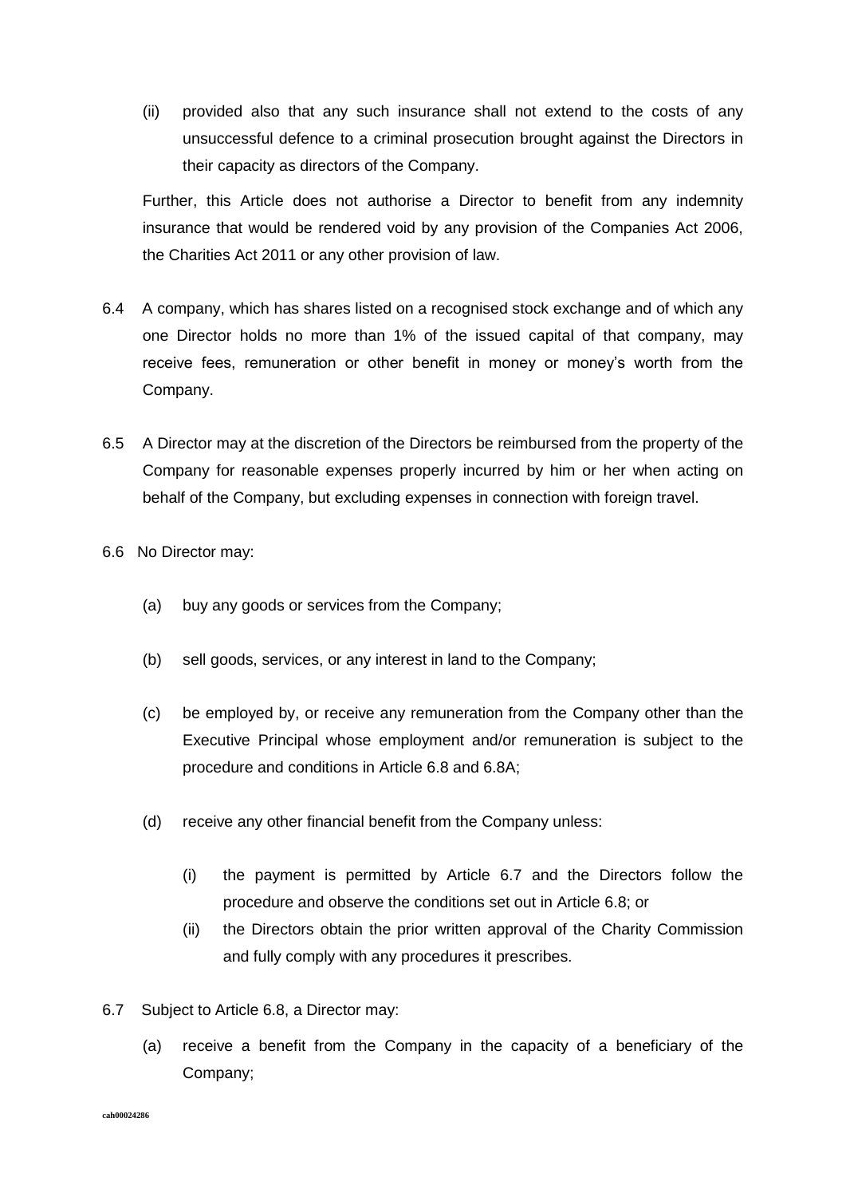(ii) provided also that any such insurance shall not extend to the costs of any unsuccessful defence to a criminal prosecution brought against the Directors in their capacity as directors of the Company.

Further, this Article does not authorise a Director to benefit from any indemnity insurance that would be rendered void by any provision of the Companies Act 2006, the Charities Act 2011 or any other provision of law.

6.4 A company, which has shares listed on a recognised stock exchange and of which any one Director holds no more than 1% of the issued capital of that company, may receive fees, remuneration or other benefit in money or money's worth from the Company.

6.5 A Director may at the discretion of the Directors be reimbursed from the property of the Company for reasonable expenses properly incurred by him or her when acting on behalf of the Company, but excluding expenses in connection with foreign travel.

6.6 No Director may:

(a) buy any goods or services from the Company;

(b) sell goods, services, or any interest in land to the Company;

(c) be employed by, or receive any remuneration from the Company other than the Executive Principal whose employment and/or remuneration is subject to the procedure and conditions in Article 6.8 and 6.8A;

(d) receive any other financial benefit from the Company unless:

(i) the payment is permitted by Article 6.7 and the Directors follow the procedure and observe the conditions set out in Article 6.8; or

(ii) the Directors obtain the prior written approval of the Charity Commission and fully comply with any procedures it prescribes.

6.7 Subject to Article 6.8, a Director may:

(a) receive a benefit from the Company in the capacity of a beneficiary of the Company;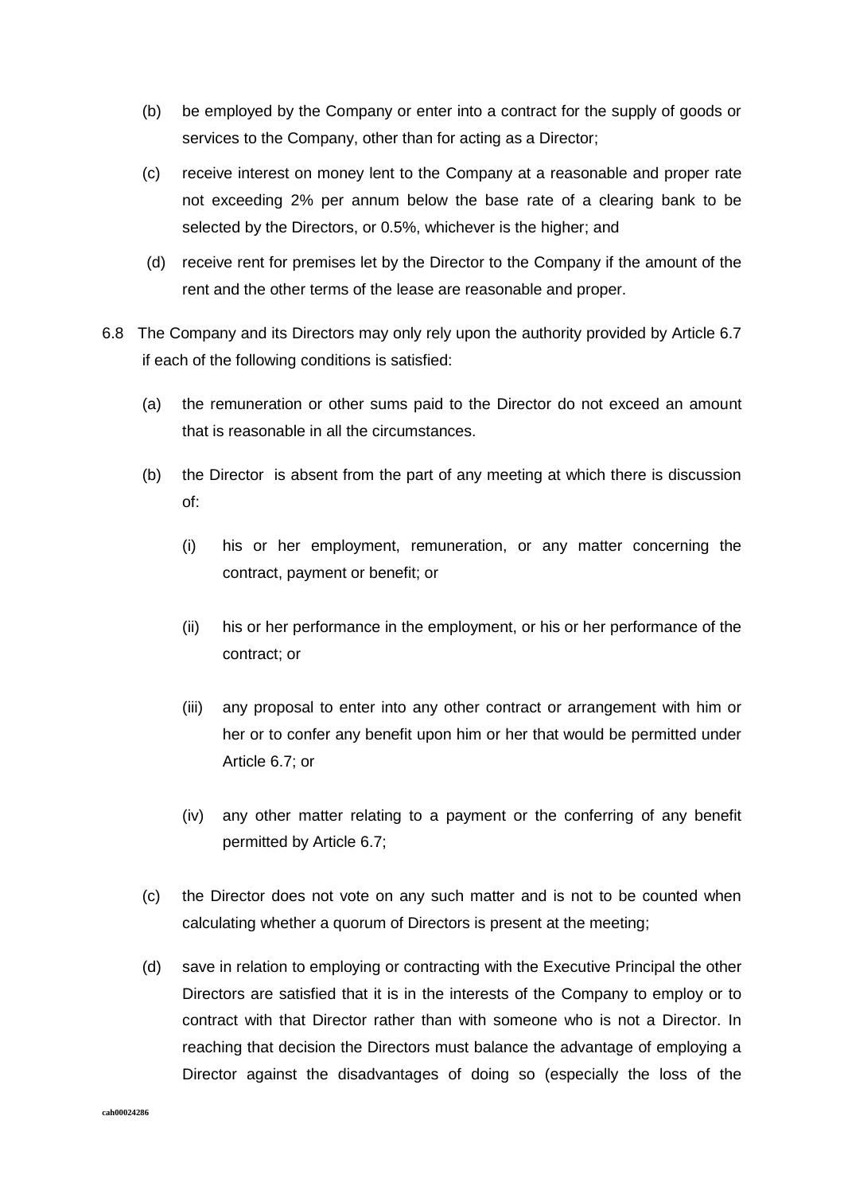(b) be employed by the Company or enter into a contract for the supply of goods or services to the Company, other than for acting as a Director;

(c) receive interest on money lent to the Company at a reasonable and proper rate not exceeding 2% per annum below the base rate of a clearing bank to be selected by the Directors, or 0.5%, whichever is the higher; and

(d) receive rent for premises let by the Director to the Company if the amount of the rent and the other terms of the lease are reasonable and proper.

6.8 The Company and its Directors may only rely upon the authority provided by Article 6.7 if each of the following conditions is satisfied:

(a) the remuneration or other sums paid to the Director do not exceed an amount that is reasonable in all the circumstances.

(b) the Director is absent from the part of any meeting at which there is discussion of:

(i) his or her employment, remuneration, or any matter concerning the contract, payment or benefit; or

(ii) his or her performance in the employment, or his or her performance of the contract; or

(iii) any proposal to enter into any other contract or arrangement with him or her or to confer any benefit upon him or her that would be permitted under Article 6.7; or

(iv) any other matter relating to a payment or the conferring of any benefit permitted by Article 6.7;

(c) the Director does not vote on any such matter and is not to be counted when calculating whether a quorum of Directors is present at the meeting;

(d) save in relation to employing or contracting with the Executive Principal the other Directors are satisfied that it is in the interests of the Company to employ or to contract with that Director rather than with someone who is not a Director. In reaching that decision the Directors must balance the advantage of employing a Director against the disadvantages of doing so (especially the loss of the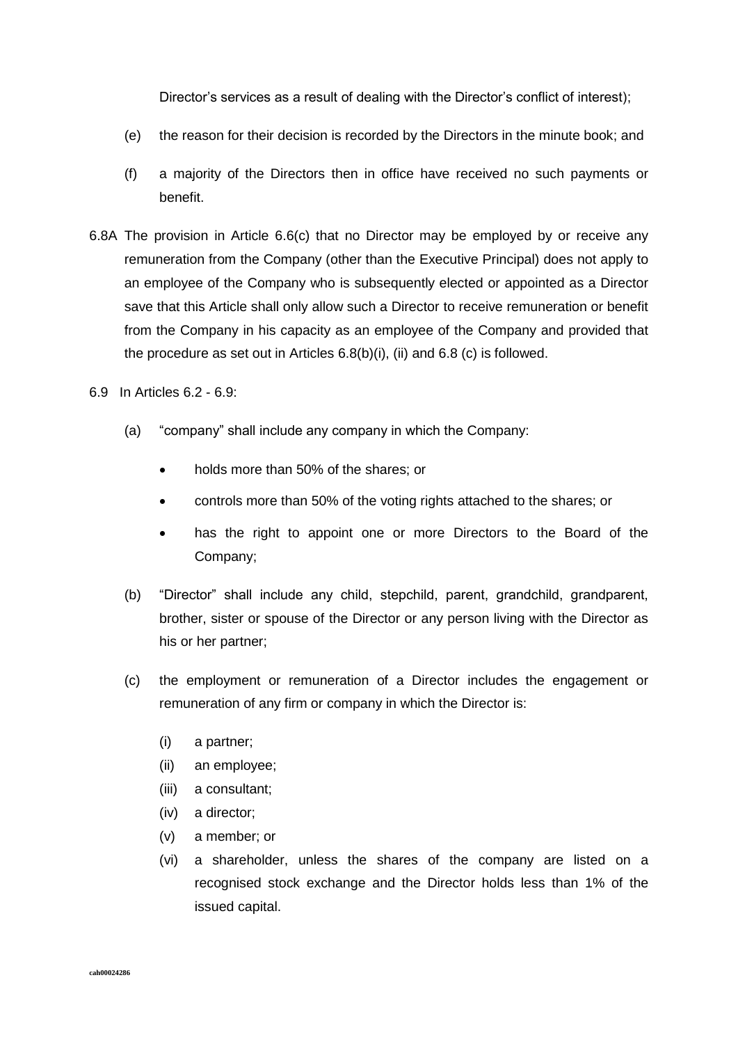Director's services as a result of dealing with the Director's conflict of interest);

(e) the reason for their decision is recorded by the Directors in the minute book; and

(f) a majority of the Directors then in office have received no such payments or benefit.

6.8A The provision in Article 6.6(c) that no Director may be employed by or receive any remuneration from the Company (other than the Executive Principal) does not apply to an employee of the Company who is subsequently elected or appointed as a Director save that this Article shall only allow such a Director to receive remuneration or benefit from the Company in his capacity as an employee of the Company and provided that the procedure as set out in Articles 6.8(b)(i), (ii) and 6.8 (c) is followed.

6.9 In Articles 6.2 - 6.9:

(a) "company" shall include any company in which the Company:

- holds more than 50% of the shares; or
- controls more than 50% of the voting rights attached to the shares; or
- has the right to appoint one or more Directors to the Board of the Company;

(b) "Director" shall include any child, stepchild, parent, grandchild, grandparent, brother, sister or spouse of the Director or any person living with the Director as his or her partner;

(c) the employment or remuneration of a Director includes the engagement or remuneration of any firm or company in which the Director is:

(i) a partner;
(ii) an employee;
(iii) a consultant;
(iv) a director;
(v) a member; or
(vi) a shareholder, unless the shares of the company are listed on a recognised stock exchange and the Director holds less than 1% of the issued capital.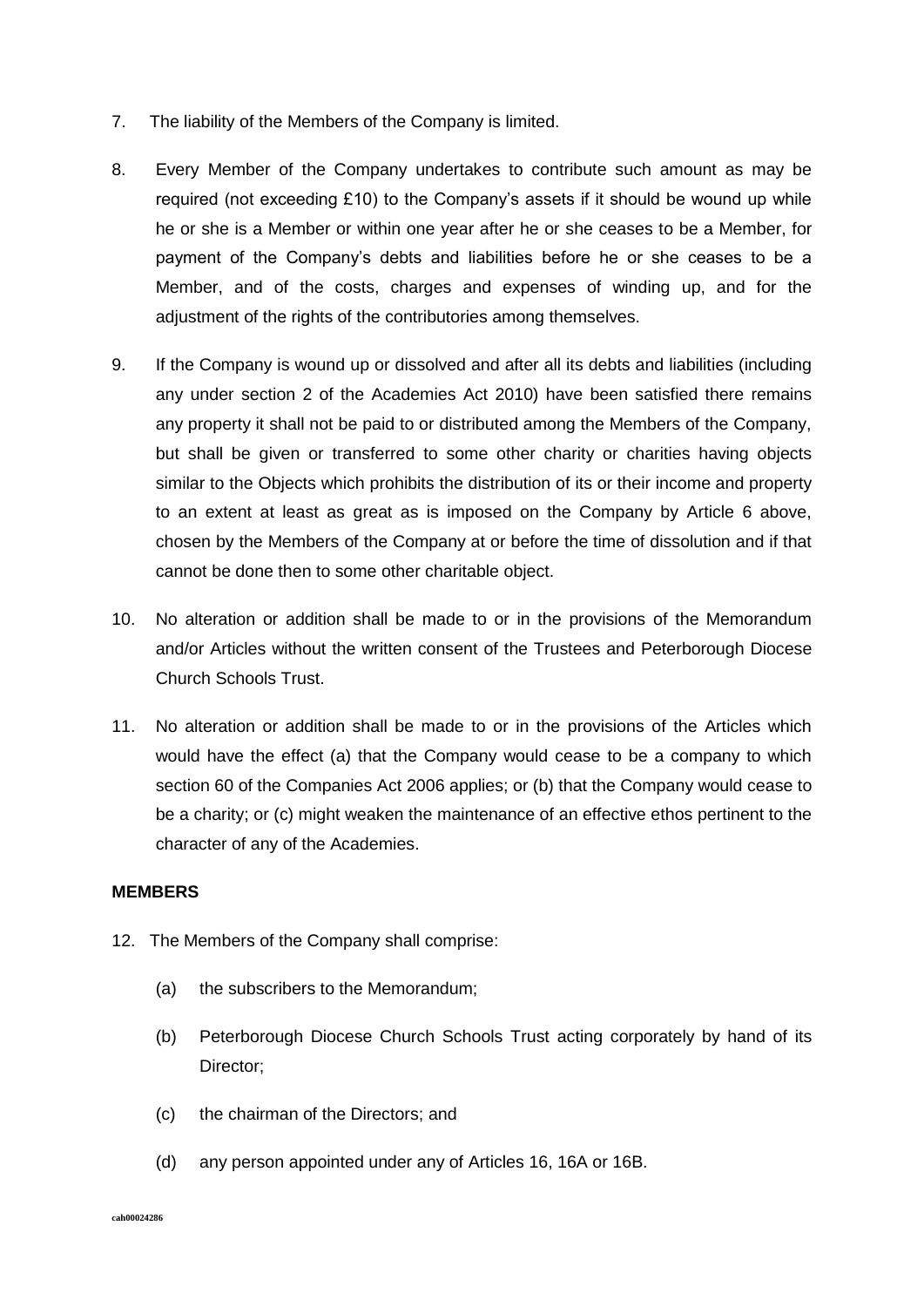7. The liability of the Members of the Company is limited.

8. Every Member of the Company undertakes to contribute such amount as may be required (not exceeding £10) to the Company's assets if it should be wound up while he or she is a Member or within one year after he or she ceases to be a Member, for payment of the Company's debts and liabilities before he or she ceases to be a Member, and of the costs, charges and expenses of winding up, and for the adjustment of the rights of the contributories among themselves.

9. If the Company is wound up or dissolved and after all its debts and liabilities (including any under section 2 of the Academies Act 2010) have been satisfied there remains any property it shall not be paid to or distributed among the Members of the Company, but shall be given or transferred to some other charity or charities having objects similar to the Objects which prohibits the distribution of its or their income and property to an extent at least as great as is imposed on the Company by Article 6 above, chosen by the Members of the Company at or before the time of dissolution and if that cannot be done then to some other charitable object.

10. No alteration or addition shall be made to or in the provisions of the Memorandum and/or Articles without the written consent of the Trustees and Peterborough Diocese Church Schools Trust.

11. No alteration or addition shall be made to or in the provisions of the Articles which would have the effect (a) that the Company would cease to be a company to which section 60 of the Companies Act 2006 applies; or (b) that the Company would cease to be a charity; or (c) might weaken the maintenance of an effective ethos pertinent to the character of any of the Academies.

**MEMBERS**

12. The Members of the Company shall comprise:

    (a) the subscribers to the Memorandum;

    (b) Peterborough Diocese Church Schools Trust acting corporately by hand of its Director;

    (c) the chairman of the Directors; and

    (d) any person appointed under any of Articles 16, 16A or 16B.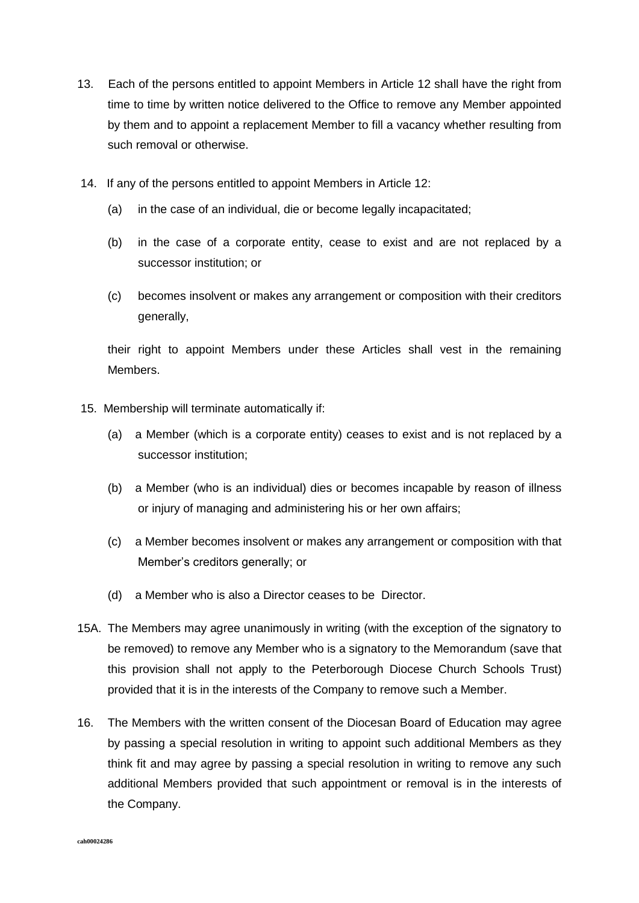13. Each of the persons entitled to appoint Members in Article 12 shall have the right from time to time by written notice delivered to the Office to remove any Member appointed by them and to appoint a replacement Member to fill a vacancy whether resulting from such removal or otherwise.

14. If any of the persons entitled to appoint Members in Article 12:

    (a) in the case of an individual, die or become legally incapacitated;

    (b) in the case of a corporate entity, cease to exist and are not replaced by a successor institution; or

    (c) becomes insolvent or makes any arrangement or composition with their creditors generally,

    their right to appoint Members under these Articles shall vest in the remaining Members.

15. Membership will terminate automatically if:

    (a) a Member (which is a corporate entity) ceases to exist and is not replaced by a successor institution;

    (b) a Member (who is an individual) dies or becomes incapable by reason of illness or injury of managing and administering his or her own affairs;

    (c) a Member becomes insolvent or makes any arrangement or composition with that Member's creditors generally; or

    (d) a Member who is also a Director ceases to be Director.

15A. The Members may agree unanimously in writing (with the exception of the signatory to be removed) to remove any Member who is a signatory to the Memorandum (save that this provision shall not apply to the Peterborough Diocese Church Schools Trust) provided that it is in the interests of the Company to remove such a Member.

16. The Members with the written consent of the Diocesan Board of Education may agree by passing a special resolution in writing to appoint such additional Members as they think fit and may agree by passing a special resolution in writing to remove any such additional Members provided that such appointment or removal is in the interests of the Company.

cah00024286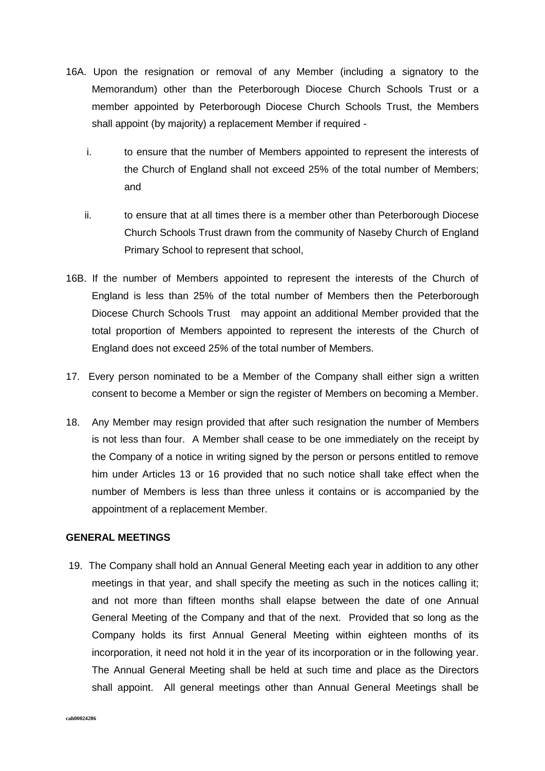16A. Upon the resignation or removal of any Member (including a signatory to the Memorandum) other than the Peterborough Diocese Church Schools Trust or a member appointed by Peterborough Diocese Church Schools Trust, the Members shall appoint (by majority) a replacement Member if required -

   i. to ensure that the number of Members appointed to represent the interests of the Church of England shall not exceed 25% of the total number of Members; and

   ii. to ensure that at all times there is a member other than Peterborough Diocese Church Schools Trust drawn from the community of Naseby Church of England Primary School to represent that school,

16B. If the number of Members appointed to represent the interests of the Church of England is less than 25% of the total number of Members then the Peterborough Diocese Church Schools Trust may appoint an additional Member provided that the total proportion of Members appointed to represent the interests of the Church of England does not exceed 2*5%* of the total number of Members.

17. Every person nominated to be a Member of the Company shall either sign a written consent to become a Member or sign the register of Members on becoming a Member.

18. Any Member may resign provided that after such resignation the number of Members is not less than four. A Member shall cease to be one immediately on the receipt by the Company of a notice in writing signed by the person or persons entitled to remove him under Articles 13 or 16 provided that no such notice shall take effect when the number of Members is less than three unless it contains or is accompanied by the appointment of a replacement Member.

**GENERAL MEETINGS**

19. The Company shall hold an Annual General Meeting each year in addition to any other meetings in that year, and shall specify the meeting as such in the notices calling it; and not more than fifteen months shall elapse between the date of one Annual General Meeting of the Company and that of the next. Provided that so long as the Company holds its first Annual General Meeting within eighteen months of its incorporation, it need not hold it in the year of its incorporation or in the following year. The Annual General Meeting shall be held at such time and place as the Directors shall appoint. All general meetings other than Annual General Meetings shall be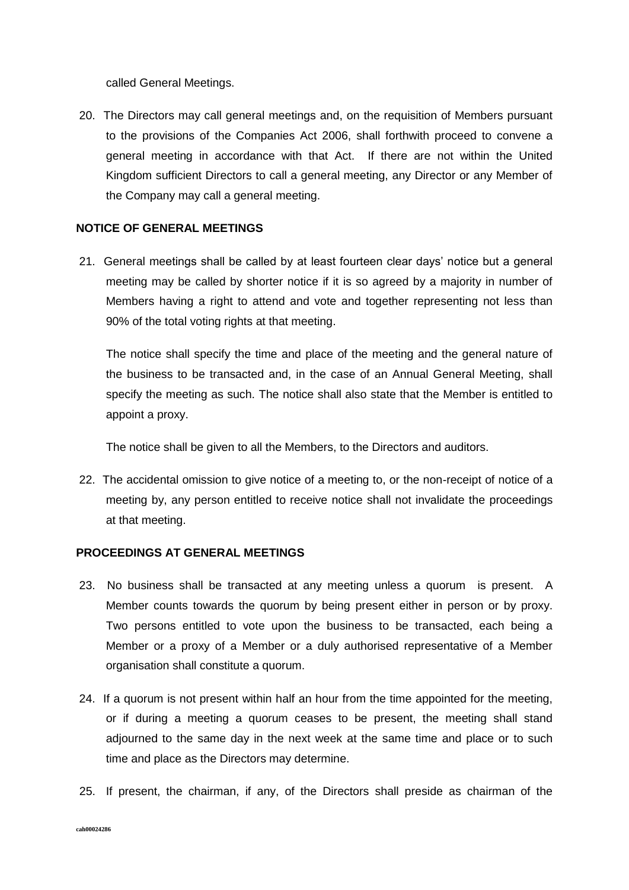called General Meetings.

20. The Directors may call general meetings and, on the requisition of Members pursuant to the provisions of the Companies Act 2006, shall forthwith proceed to convene a general meeting in accordance with that Act. If there are not within the United Kingdom sufficient Directors to call a general meeting, any Director or any Member of the Company may call a general meeting.

## NOTICE OF GENERAL MEETINGS

21. General meetings shall be called by at least fourteen clear days' notice but a general meeting may be called by shorter notice if it is so agreed by a majority in number of Members having a right to attend and vote and together representing not less than 90% of the total voting rights at that meeting.

    The notice shall specify the time and place of the meeting and the general nature of the business to be transacted and, in the case of an Annual General Meeting, shall specify the meeting as such. The notice shall also state that the Member is entitled to appoint a proxy.

    The notice shall be given to all the Members, to the Directors and auditors.

22. The accidental omission to give notice of a meeting to, or the non-receipt of notice of a meeting by, any person entitled to receive notice shall not invalidate the proceedings at that meeting.

## PROCEEDINGS AT GENERAL MEETINGS

23. No business shall be transacted at any meeting unless a quorum is present. A Member counts towards the quorum by being present either in person or by proxy. Two persons entitled to vote upon the business to be transacted, each being a Member or a proxy of a Member or a duly authorised representative of a Member organisation shall constitute a quorum.

24. If a quorum is not present within half an hour from the time appointed for the meeting, or if during a meeting a quorum ceases to be present, the meeting shall stand adjourned to the same day in the next week at the same time and place or to such time and place as the Directors may determine.

25. If present, the chairman, if any, of the Directors shall preside as chairman of the

cah00024286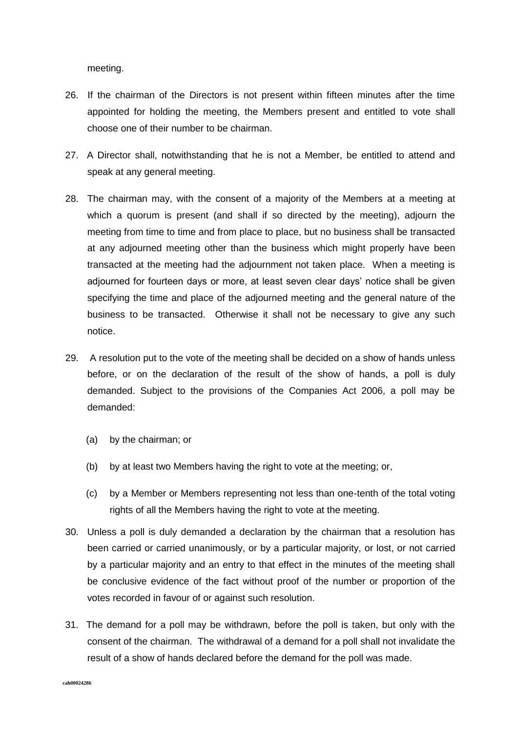meeting.

26. If the chairman of the Directors is not present within fifteen minutes after the time appointed for holding the meeting, the Members present and entitled to vote shall choose one of their number to be chairman.

27. A Director shall, notwithstanding that he is not a Member, be entitled to attend and speak at any general meeting.

28. The chairman may, with the consent of a majority of the Members at a meeting at which a quorum is present (and shall if so directed by the meeting), adjourn the meeting from time to time and from place to place, but no business shall be transacted at any adjourned meeting other than the business which might properly have been transacted at the meeting had the adjournment not taken place. When a meeting is adjourned for fourteen days or more, at least seven clear days' notice shall be given specifying the time and place of the adjourned meeting and the general nature of the business to be transacted. Otherwise it shall not be necessary to give any such notice.

29. A resolution put to the vote of the meeting shall be decided on a show of hands unless before, or on the declaration of the result of the show of hands, a poll is duly demanded. Subject to the provisions of the Companies Act 2006, a poll may be demanded:

    (a) by the chairman; or

    (b) by at least two Members having the right to vote at the meeting; or,

    (c) by a Member or Members representing not less than one-tenth of the total voting rights of all the Members having the right to vote at the meeting.

30. Unless a poll is duly demanded a declaration by the chairman that a resolution has been carried or carried unanimously, or by a particular majority, or lost, or not carried by a particular majority and an entry to that effect in the minutes of the meeting shall be conclusive evidence of the fact without proof of the number or proportion of the votes recorded in favour of or against such resolution.

31. The demand for a poll may be withdrawn, before the poll is taken, but only with the consent of the chairman. The withdrawal of a demand for a poll shall not invalidate the result of a show of hands declared before the demand for the poll was made.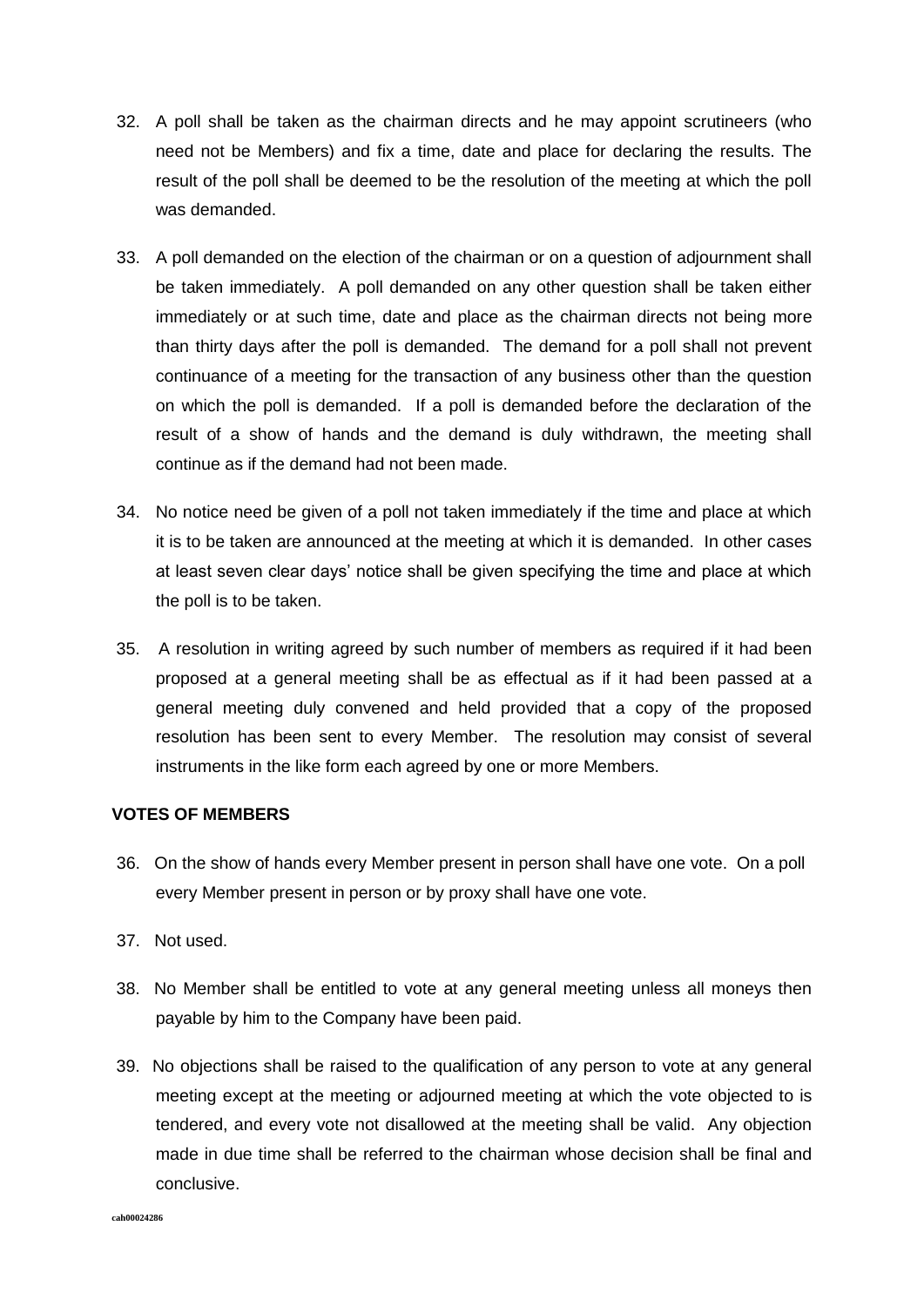32. A poll shall be taken as the chairman directs and he may appoint scrutineers (who need not be Members) and fix a time, date and place for declaring the results. The result of the poll shall be deemed to be the resolution of the meeting at which the poll was demanded.

33. A poll demanded on the election of the chairman or on a question of adjournment shall be taken immediately. A poll demanded on any other question shall be taken either immediately or at such time, date and place as the chairman directs not being more than thirty days after the poll is demanded. The demand for a poll shall not prevent continuance of a meeting for the transaction of any business other than the question on which the poll is demanded. If a poll is demanded before the declaration of the result of a show of hands and the demand is duly withdrawn, the meeting shall continue as if the demand had not been made.

34. No notice need be given of a poll not taken immediately if the time and place at which it is to be taken are announced at the meeting at which it is demanded. In other cases at least seven clear days' notice shall be given specifying the time and place at which the poll is to be taken.

35. A resolution in writing agreed by such number of members as required if it had been proposed at a general meeting shall be as effectual as if it had been passed at a general meeting duly convened and held provided that a copy of the proposed resolution has been sent to every Member. The resolution may consist of several instruments in the like form each agreed by one or more Members.

**VOTES OF MEMBERS**

36. On the show of hands every Member present in person shall have one vote. On a poll every Member present in person or by proxy shall have one vote.

37. Not used.

38. No Member shall be entitled to vote at any general meeting unless all moneys then payable by him to the Company have been paid.

39. No objections shall be raised to the qualification of any person to vote at any general meeting except at the meeting or adjourned meeting at which the vote objected to is tendered, and every vote not disallowed at the meeting shall be valid. Any objection made in due time shall be referred to the chairman whose decision shall be final and conclusive.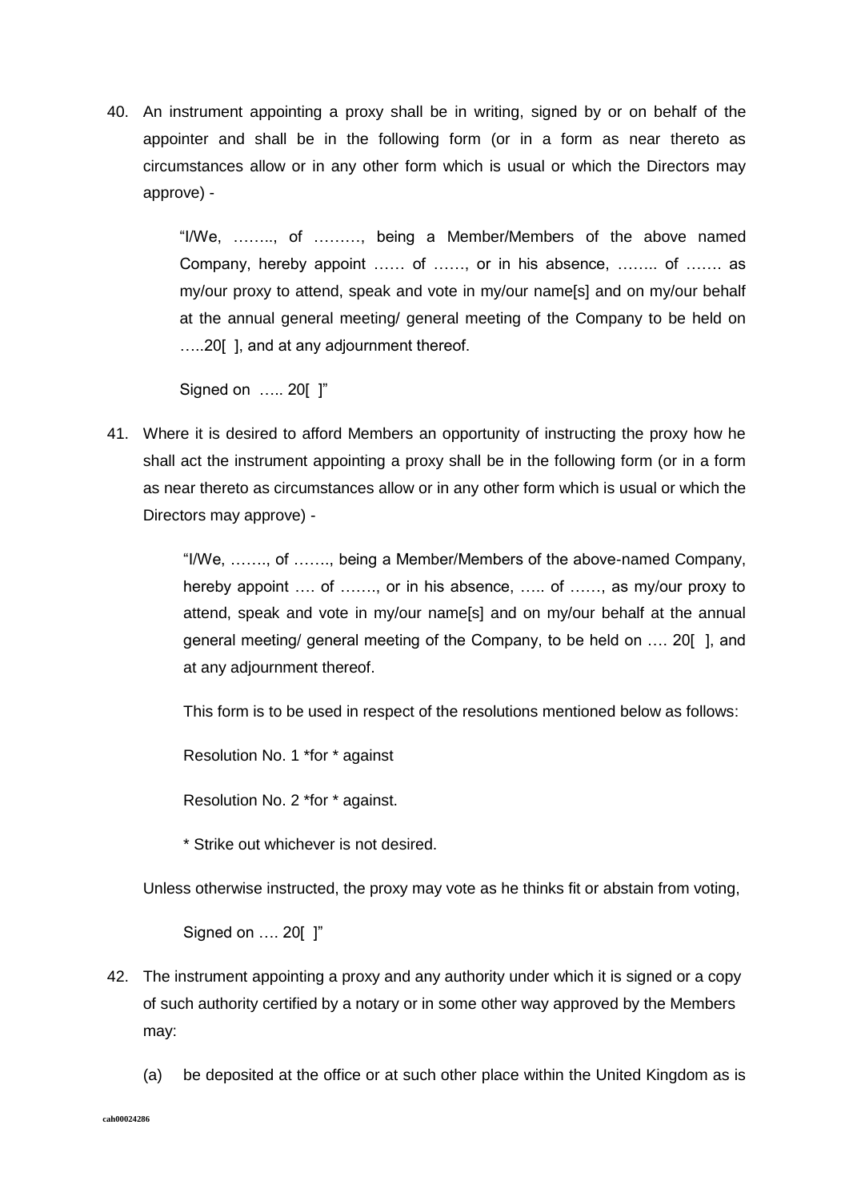40. An instrument appointing a proxy shall be in writing, signed by or on behalf of the appointer and shall be in the following form (or in a form as near thereto as circumstances allow or in any other form which is usual or which the Directors may approve) -

    "I/We, ……., of ………, being a Member/Members of the above named Company, hereby appoint …… of ……, or in his absence, …….. of ……. as my/our proxy to attend, speak and vote in my/our name[s] and on my/our behalf at the annual general meeting/ general meeting of the Company to be held on …..20[ ], and at any adjournment thereof.

    Signed on ….. 20[ ]"

41. Where it is desired to afford Members an opportunity of instructing the proxy how he shall act the instrument appointing a proxy shall be in the following form (or in a form as near thereto as circumstances allow or in any other form which is usual or which the Directors may approve) -

    "I/We, ……., of ……., being a Member/Members of the above-named Company, hereby appoint …. of ……., or in his absence, ….. of ……, as my/our proxy to attend, speak and vote in my/our name[s] and on my/our behalf at the annual general meeting/ general meeting of the Company, to be held on …. 20[ ], and at any adjournment thereof.

    This form is to be used in respect of the resolutions mentioned below as follows:

    Resolution No. 1 *for * against

    Resolution No. 2 *for * against.

    * Strike out whichever is not desired.

    Unless otherwise instructed, the proxy may vote as he thinks fit or abstain from voting,

    Signed on …. 20[ ]"

42. The instrument appointing a proxy and any authority under which it is signed or a copy of such authority certified by a notary or in some other way approved by the Members may:

    (a) be deposited at the office or at such other place within the United Kingdom as is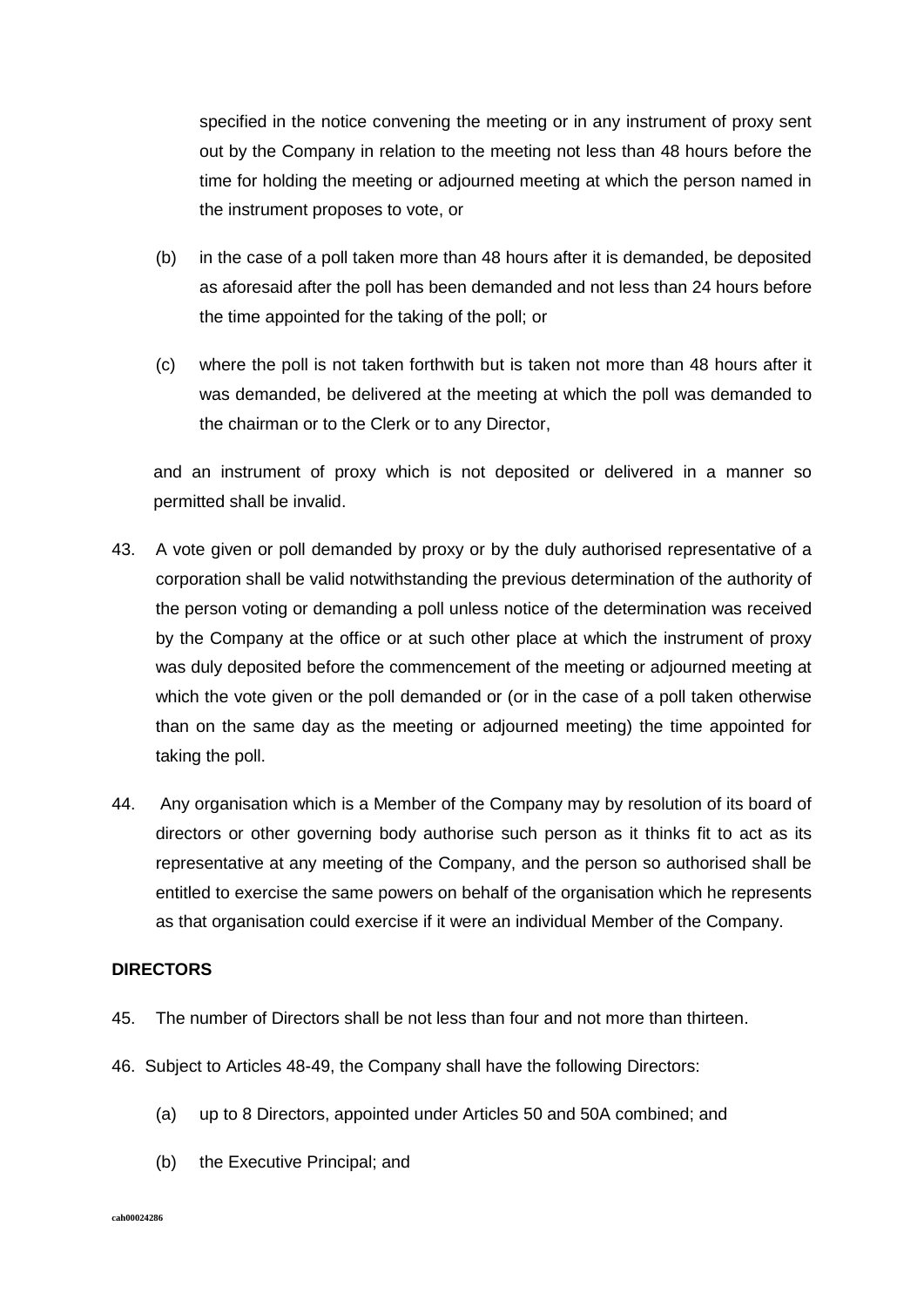specified in the notice convening the meeting or in any instrument of proxy sent out by the Company in relation to the meeting not less than 48 hours before the time for holding the meeting or adjourned meeting at which the person named in the instrument proposes to vote, or

(b) in the case of a poll taken more than 48 hours after it is demanded, be deposited as aforesaid after the poll has been demanded and not less than 24 hours before the time appointed for the taking of the poll; or

(c) where the poll is not taken forthwith but is taken not more than 48 hours after it was demanded, be delivered at the meeting at which the poll was demanded to the chairman or to the Clerk or to any Director,

and an instrument of proxy which is not deposited or delivered in a manner so permitted shall be invalid.

43. A vote given or poll demanded by proxy or by the duly authorised representative of a corporation shall be valid notwithstanding the previous determination of the authority of the person voting or demanding a poll unless notice of the determination was received by the Company at the office or at such other place at which the instrument of proxy was duly deposited before the commencement of the meeting or adjourned meeting at which the vote given or the poll demanded or (or in the case of a poll taken otherwise than on the same day as the meeting or adjourned meeting) the time appointed for taking the poll.

44. Any organisation which is a Member of the Company may by resolution of its board of directors or other governing body authorise such person as it thinks fit to act as its representative at any meeting of the Company, and the person so authorised shall be entitled to exercise the same powers on behalf of the organisation which he represents as that organisation could exercise if it were an individual Member of the Company.

**DIRECTORS**

45. The number of Directors shall be not less than four and not more than thirteen.

46. Subject to Articles 48-49, the Company shall have the following Directors:

(a) up to 8 Directors, appointed under Articles 50 and 50A combined; and

(b) the Executive Principal; and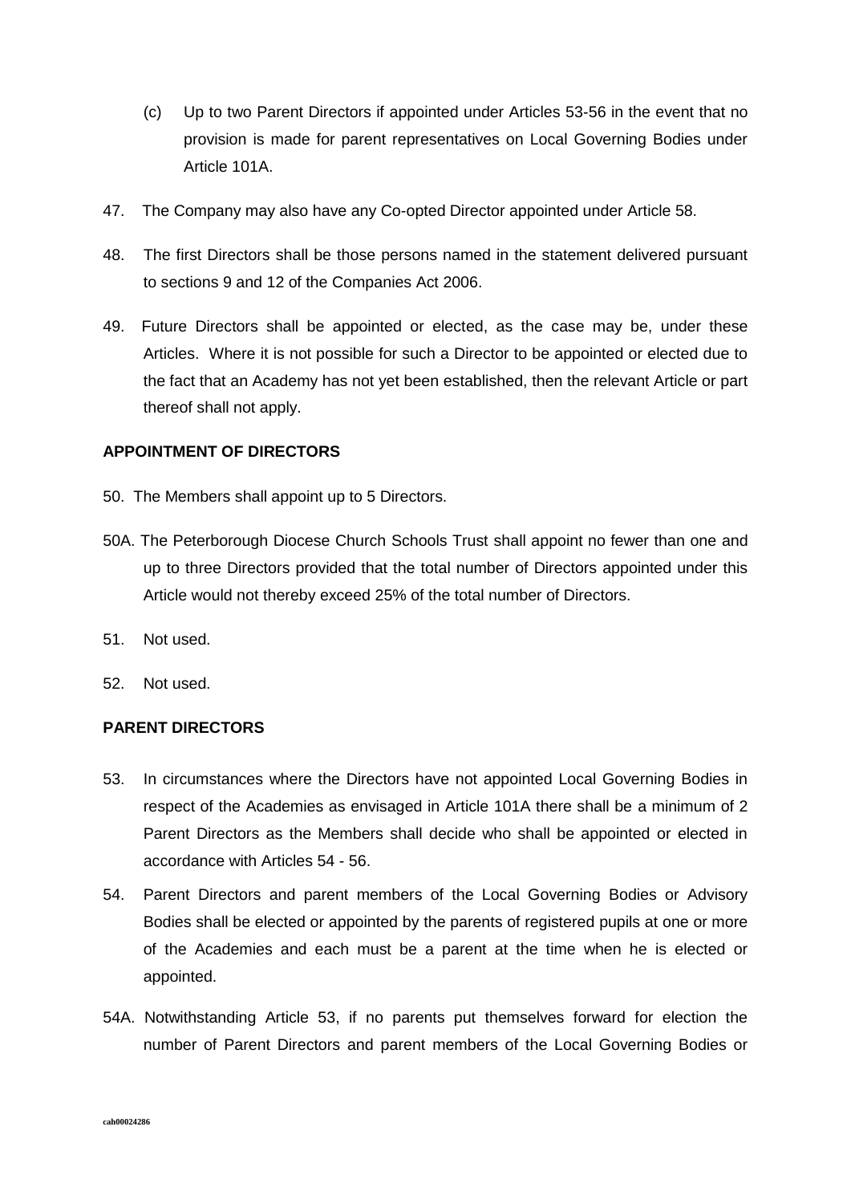(c) Up to two Parent Directors if appointed under Articles 53-56 in the event that no provision is made for parent representatives on Local Governing Bodies under Article 101A.

47. The Company may also have any Co-opted Director appointed under Article 58.

48. The first Directors shall be those persons named in the statement delivered pursuant to sections 9 and 12 of the Companies Act 2006.

49. Future Directors shall be appointed or elected, as the case may be, under these Articles. Where it is not possible for such a Director to be appointed or elected due to the fact that an Academy has not yet been established, then the relevant Article or part thereof shall not apply.

**APPOINTMENT OF DIRECTORS**

50. The Members shall appoint up to 5 Directors.

50A. The Peterborough Diocese Church Schools Trust shall appoint no fewer than one and up to three Directors provided that the total number of Directors appointed under this Article would not thereby exceed 25% of the total number of Directors.

51. Not used.

52. Not used.

**PARENT DIRECTORS**

53. In circumstances where the Directors have not appointed Local Governing Bodies in respect of the Academies as envisaged in Article 101A there shall be a minimum of 2 Parent Directors as the Members shall decide who shall be appointed or elected in accordance with Articles 54 - 56.

54. Parent Directors and parent members of the Local Governing Bodies or Advisory Bodies shall be elected or appointed by the parents of registered pupils at one or more of the Academies and each must be a parent at the time when he is elected or appointed.

54A. Notwithstanding Article 53, if no parents put themselves forward for election the number of Parent Directors and parent members of the Local Governing Bodies or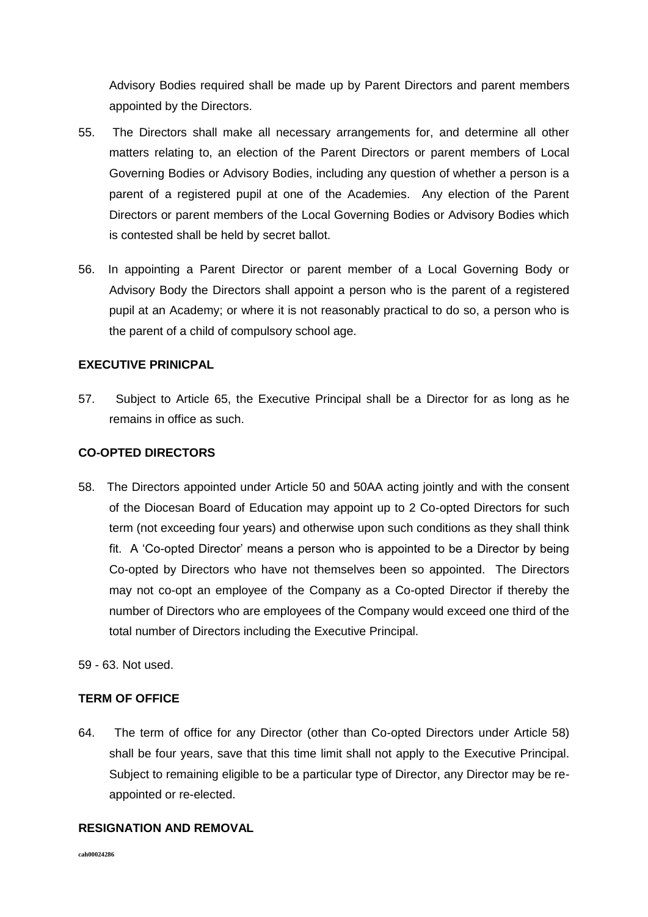Advisory Bodies required shall be made up by Parent Directors and parent members appointed by the Directors.

55. The Directors shall make all necessary arrangements for, and determine all other matters relating to, an election of the Parent Directors or parent members of Local Governing Bodies or Advisory Bodies, including any question of whether a person is a parent of a registered pupil at one of the Academies. Any election of the Parent Directors or parent members of the Local Governing Bodies or Advisory Bodies which is contested shall be held by secret ballot.

56. In appointing a Parent Director or parent member of a Local Governing Body or Advisory Body the Directors shall appoint a person who is the parent of a registered pupil at an Academy; or where it is not reasonably practical to do so, a person who is the parent of a child of compulsory school age.

**EXECUTIVE PRINICPAL**

57. Subject to Article 65, the Executive Principal shall be a Director for as long as he remains in office as such.

**CO-OPTED DIRECTORS**

58. The Directors appointed under Article 50 and 50AA acting jointly and with the consent of the Diocesan Board of Education may appoint up to 2 Co-opted Directors for such term (not exceeding four years) and otherwise upon such conditions as they shall think fit. A 'Co-opted Director' means a person who is appointed to be a Director by being Co-opted by Directors who have not themselves been so appointed. The Directors may not co-opt an employee of the Company as a Co-opted Director if thereby the number of Directors who are employees of the Company would exceed one third of the total number of Directors including the Executive Principal.

59 - 63. Not used.

**TERM OF OFFICE**

64. The term of office for any Director (other than Co-opted Directors under Article 58) shall be four years, save that this time limit shall not apply to the Executive Principal. Subject to remaining eligible to be a particular type of Director, any Director may be re-appointed or re-elected.

**RESIGNATION AND REMOVAL**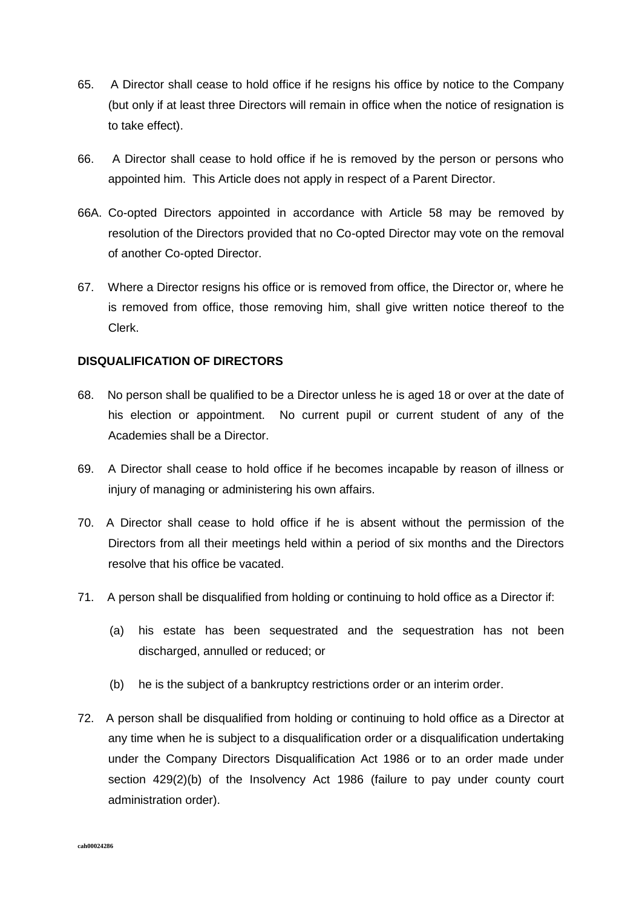65. A Director shall cease to hold office if he resigns his office by notice to the Company (but only if at least three Directors will remain in office when the notice of resignation is to take effect).

66. A Director shall cease to hold office if he is removed by the person or persons who appointed him. This Article does not apply in respect of a Parent Director.

66A. Co-opted Directors appointed in accordance with Article 58 may be removed by resolution of the Directors provided that no Co-opted Director may vote on the removal of another Co-opted Director.

67. Where a Director resigns his office or is removed from office, the Director or, where he is removed from office, those removing him, shall give written notice thereof to the Clerk.

**DISQUALIFICATION OF DIRECTORS**

68. No person shall be qualified to be a Director unless he is aged 18 or over at the date of his election or appointment. No current pupil or current student of any of the Academies shall be a Director.

69. A Director shall cease to hold office if he becomes incapable by reason of illness or injury of managing or administering his own affairs.

70. A Director shall cease to hold office if he is absent without the permission of the Directors from all their meetings held within a period of six months and the Directors resolve that his office be vacated.

71. A person shall be disqualified from holding or continuing to hold office as a Director if:

   (a) his estate has been sequestrated and the sequestration has not been discharged, annulled or reduced; or

   (b) he is the subject of a bankruptcy restrictions order or an interim order.

72. A person shall be disqualified from holding or continuing to hold office as a Director at any time when he is subject to a disqualification order or a disqualification undertaking under the Company Directors Disqualification Act 1986 or to an order made under section 429(2)(b) of the Insolvency Act 1986 (failure to pay under county court administration order).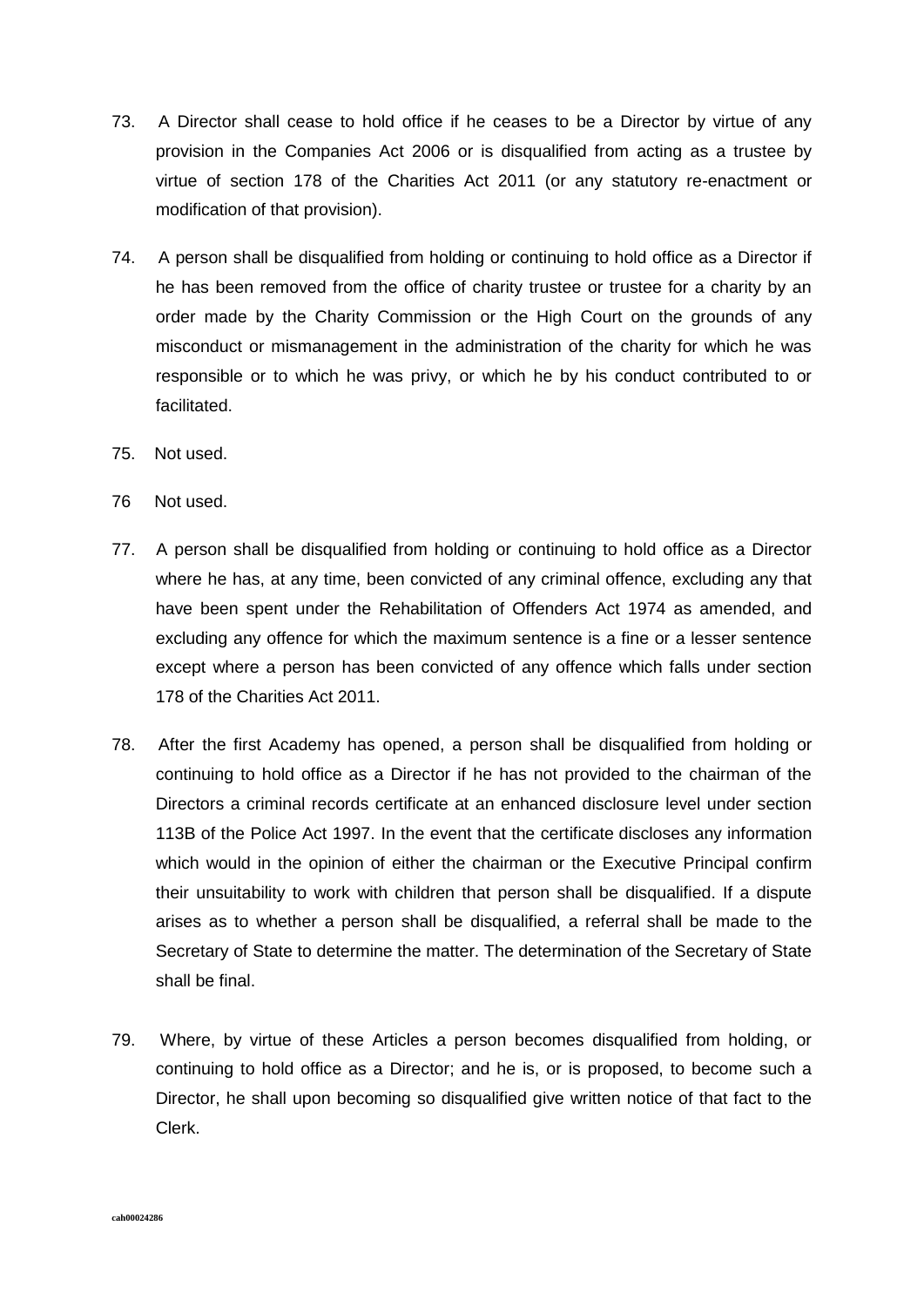73. A Director shall cease to hold office if he ceases to be a Director by virtue of any provision in the Companies Act 2006 or is disqualified from acting as a trustee by virtue of section 178 of the Charities Act 2011 (or any statutory re-enactment or modification of that provision).

74. A person shall be disqualified from holding or continuing to hold office as a Director if he has been removed from the office of charity trustee or trustee for a charity by an order made by the Charity Commission or the High Court on the grounds of any misconduct or mismanagement in the administration of the charity for which he was responsible or to which he was privy, or which he by his conduct contributed to or facilitated.

75. Not used.

76 Not used.

77. A person shall be disqualified from holding or continuing to hold office as a Director where he has, at any time, been convicted of any criminal offence, excluding any that have been spent under the Rehabilitation of Offenders Act 1974 as amended, and excluding any offence for which the maximum sentence is a fine or a lesser sentence except where a person has been convicted of any offence which falls under section 178 of the Charities Act 2011.

78. After the first Academy has opened, a person shall be disqualified from holding or continuing to hold office as a Director if he has not provided to the chairman of the Directors a criminal records certificate at an enhanced disclosure level under section 113B of the Police Act 1997. In the event that the certificate discloses any information which would in the opinion of either the chairman or the Executive Principal confirm their unsuitability to work with children that person shall be disqualified. If a dispute arises as to whether a person shall be disqualified, a referral shall be made to the Secretary of State to determine the matter. The determination of the Secretary of State shall be final.

79. Where, by virtue of these Articles a person becomes disqualified from holding, or continuing to hold office as a Director; and he is, or is proposed, to become such a Director, he shall upon becoming so disqualified give written notice of that fact to the Clerk.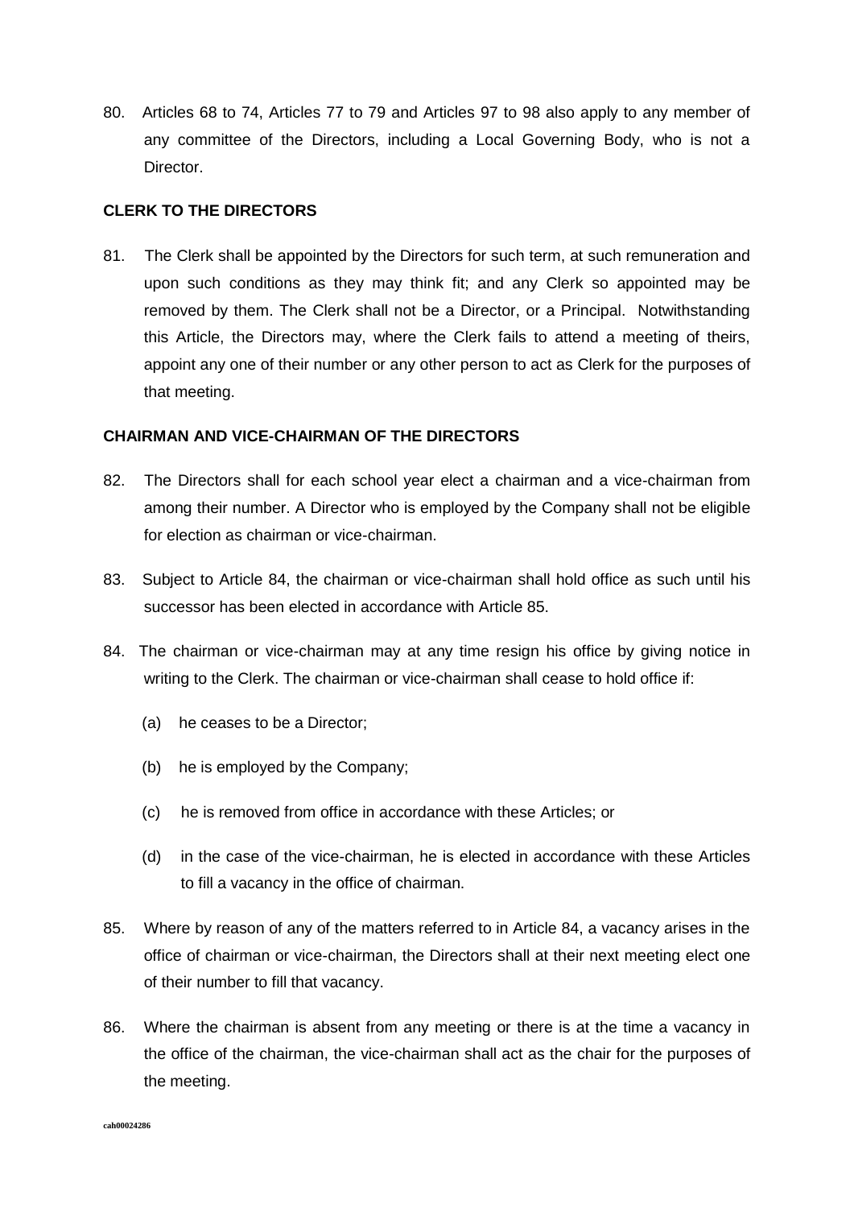80. Articles 68 to 74, Articles 77 to 79 and Articles 97 to 98 also apply to any member of any committee of the Directors, including a Local Governing Body, who is not a Director.

**CLERK TO THE DIRECTORS**

81. The Clerk shall be appointed by the Directors for such term, at such remuneration and upon such conditions as they may think fit; and any Clerk so appointed may be removed by them. The Clerk shall not be a Director, or a Principal. Notwithstanding this Article, the Directors may, where the Clerk fails to attend a meeting of theirs, appoint any one of their number or any other person to act as Clerk for the purposes of that meeting.

**CHAIRMAN AND VICE-CHAIRMAN OF THE DIRECTORS**

82. The Directors shall for each school year elect a chairman and a vice-chairman from among their number. A Director who is employed by the Company shall not be eligible for election as chairman or vice-chairman.

83. Subject to Article 84, the chairman or vice-chairman shall hold office as such until his successor has been elected in accordance with Article 85.

84. The chairman or vice-chairman may at any time resign his office by giving notice in writing to the Clerk. The chairman or vice-chairman shall cease to hold office if:

    (a) he ceases to be a Director;

    (b) he is employed by the Company;

    (c) he is removed from office in accordance with these Articles; or

    (d) in the case of the vice-chairman, he is elected in accordance with these Articles to fill a vacancy in the office of chairman.

85. Where by reason of any of the matters referred to in Article 84, a vacancy arises in the office of chairman or vice-chairman, the Directors shall at their next meeting elect one of their number to fill that vacancy.

86. Where the chairman is absent from any meeting or there is at the time a vacancy in the office of the chairman, the vice-chairman shall act as the chair for the purposes of the meeting.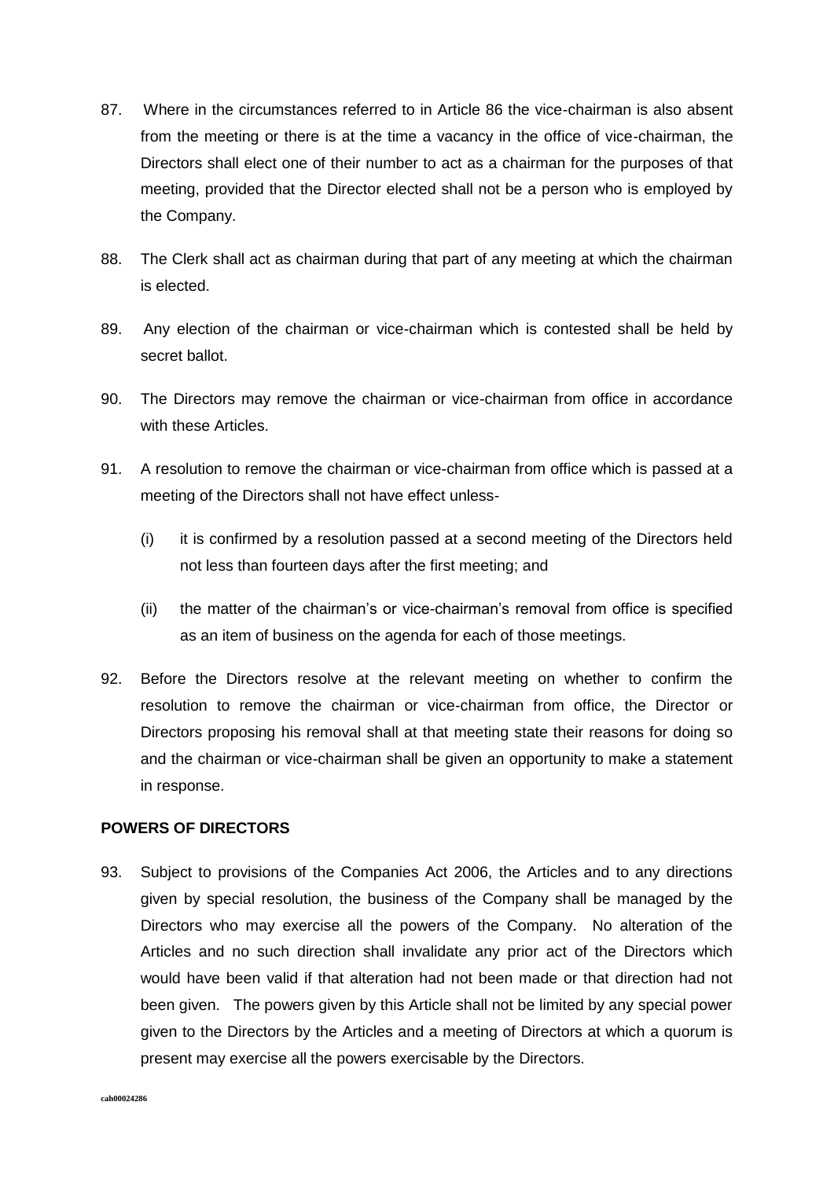87. Where in the circumstances referred to in Article 86 the vice-chairman is also absent from the meeting or there is at the time a vacancy in the office of vice-chairman, the Directors shall elect one of their number to act as a chairman for the purposes of that meeting, provided that the Director elected shall not be a person who is employed by the Company.

88. The Clerk shall act as chairman during that part of any meeting at which the chairman is elected.

89. Any election of the chairman or vice-chairman which is contested shall be held by secret ballot.

90. The Directors may remove the chairman or vice-chairman from office in accordance with these Articles.

91. A resolution to remove the chairman or vice-chairman from office which is passed at a meeting of the Directors shall not have effect unless-

   (i) it is confirmed by a resolution passed at a second meeting of the Directors held not less than fourteen days after the first meeting; and

   (ii) the matter of the chairman's or vice-chairman's removal from office is specified as an item of business on the agenda for each of those meetings.

92. Before the Directors resolve at the relevant meeting on whether to confirm the resolution to remove the chairman or vice-chairman from office, the Director or Directors proposing his removal shall at that meeting state their reasons for doing so and the chairman or vice-chairman shall be given an opportunity to make a statement in response.

**POWERS OF DIRECTORS**

93. Subject to provisions of the Companies Act 2006, the Articles and to any directions given by special resolution, the business of the Company shall be managed by the Directors who may exercise all the powers of the Company. No alteration of the Articles and no such direction shall invalidate any prior act of the Directors which would have been valid if that alteration had not been made or that direction had not been given. The powers given by this Article shall not be limited by any special power given to the Directors by the Articles and a meeting of Directors at which a quorum is present may exercise all the powers exercisable by the Directors.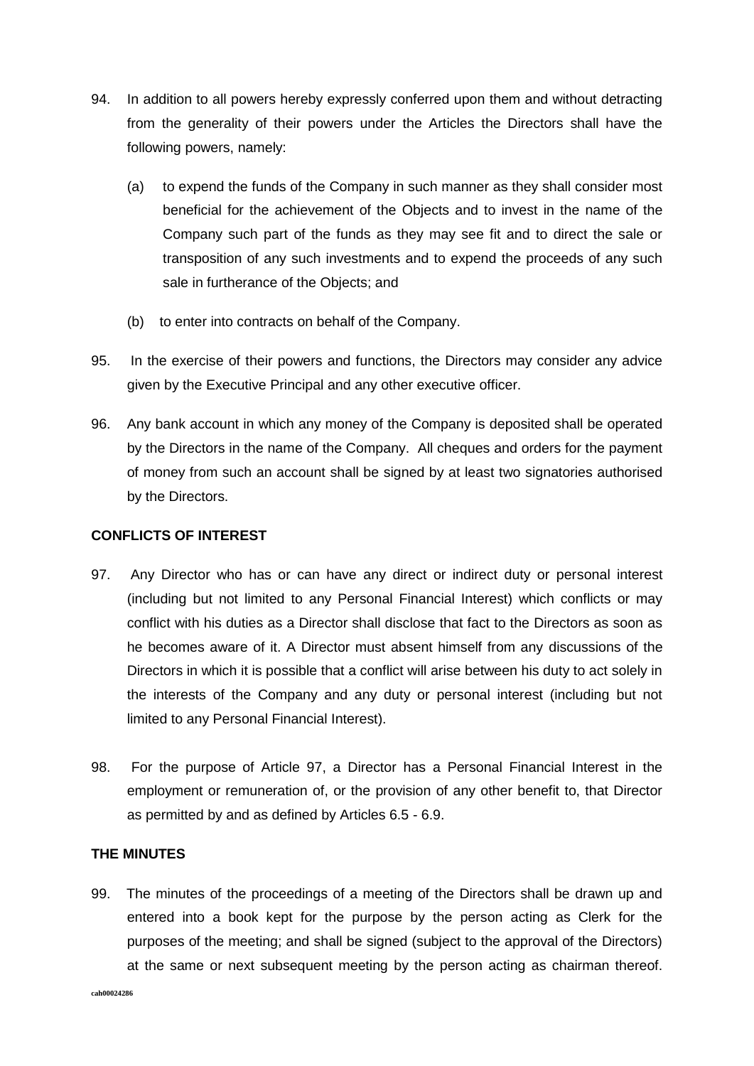94. In addition to all powers hereby expressly conferred upon them and without detracting from the generality of their powers under the Articles the Directors shall have the following powers, namely:

   (a) to expend the funds of the Company in such manner as they shall consider most beneficial for the achievement of the Objects and to invest in the name of the Company such part of the funds as they may see fit and to direct the sale or transposition of any such investments and to expend the proceeds of any such sale in furtherance of the Objects; and

   (b) to enter into contracts on behalf of the Company.

95. In the exercise of their powers and functions, the Directors may consider any advice given by the Executive Principal and any other executive officer.

96. Any bank account in which any money of the Company is deposited shall be operated by the Directors in the name of the Company. All cheques and orders for the payment of money from such an account shall be signed by at least two signatories authorised by the Directors.

**CONFLICTS OF INTEREST**

97. Any Director who has or can have any direct or indirect duty or personal interest (including but not limited to any Personal Financial Interest) which conflicts or may conflict with his duties as a Director shall disclose that fact to the Directors as soon as he becomes aware of it. A Director must absent himself from any discussions of the Directors in which it is possible that a conflict will arise between his duty to act solely in the interests of the Company and any duty or personal interest (including but not limited to any Personal Financial Interest).

98. For the purpose of Article 97, a Director has a Personal Financial Interest in the employment or remuneration of, or the provision of any other benefit to, that Director as permitted by and as defined by Articles 6.5 - 6.9.

**THE MINUTES**

99. The minutes of the proceedings of a meeting of the Directors shall be drawn up and entered into a book kept for the purpose by the person acting as Clerk for the purposes of the meeting; and shall be signed (subject to the approval of the Directors) at the same or next subsequent meeting by the person acting as chairman thereof.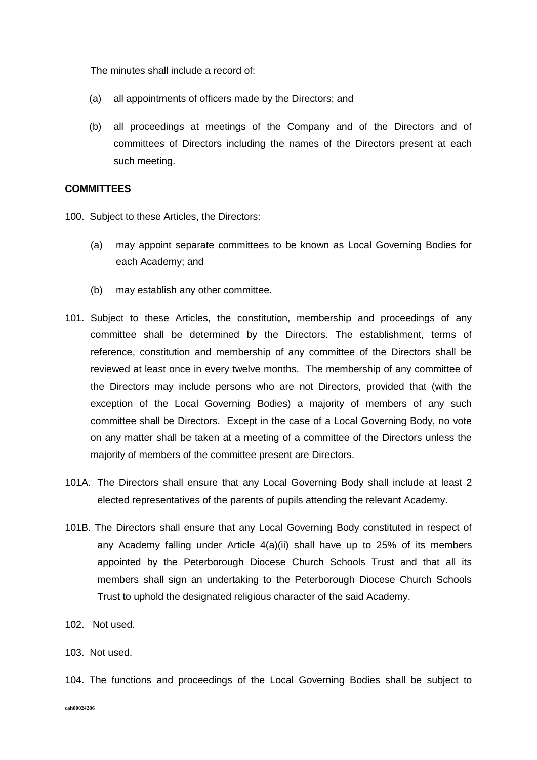The minutes shall include a record of:

(a) all appointments of officers made by the Directors; and

(b) all proceedings at meetings of the Company and of the Directors and of committees of Directors including the names of the Directors present at each such meeting.

**COMMITTEES**

100. Subject to these Articles, the Directors:

(a) may appoint separate committees to be known as Local Governing Bodies for each Academy; and

(b) may establish any other committee.

101. Subject to these Articles, the constitution, membership and proceedings of any committee shall be determined by the Directors. The establishment, terms of reference, constitution and membership of any committee of the Directors shall be reviewed at least once in every twelve months. The membership of any committee of the Directors may include persons who are not Directors, provided that (with the exception of the Local Governing Bodies) a majority of members of any such committee shall be Directors. Except in the case of a Local Governing Body, no vote on any matter shall be taken at a meeting of a committee of the Directors unless the majority of members of the committee present are Directors.

101A. The Directors shall ensure that any Local Governing Body shall include at least 2 elected representatives of the parents of pupils attending the relevant Academy.

101B. The Directors shall ensure that any Local Governing Body constituted in respect of any Academy falling under Article 4(a)(ii) shall have up to 25% of its members appointed by the Peterborough Diocese Church Schools Trust and that all its members shall sign an undertaking to the Peterborough Diocese Church Schools Trust to uphold the designated religious character of the said Academy.

102. Not used.

103. Not used.

104. The functions and proceedings of the Local Governing Bodies shall be subject to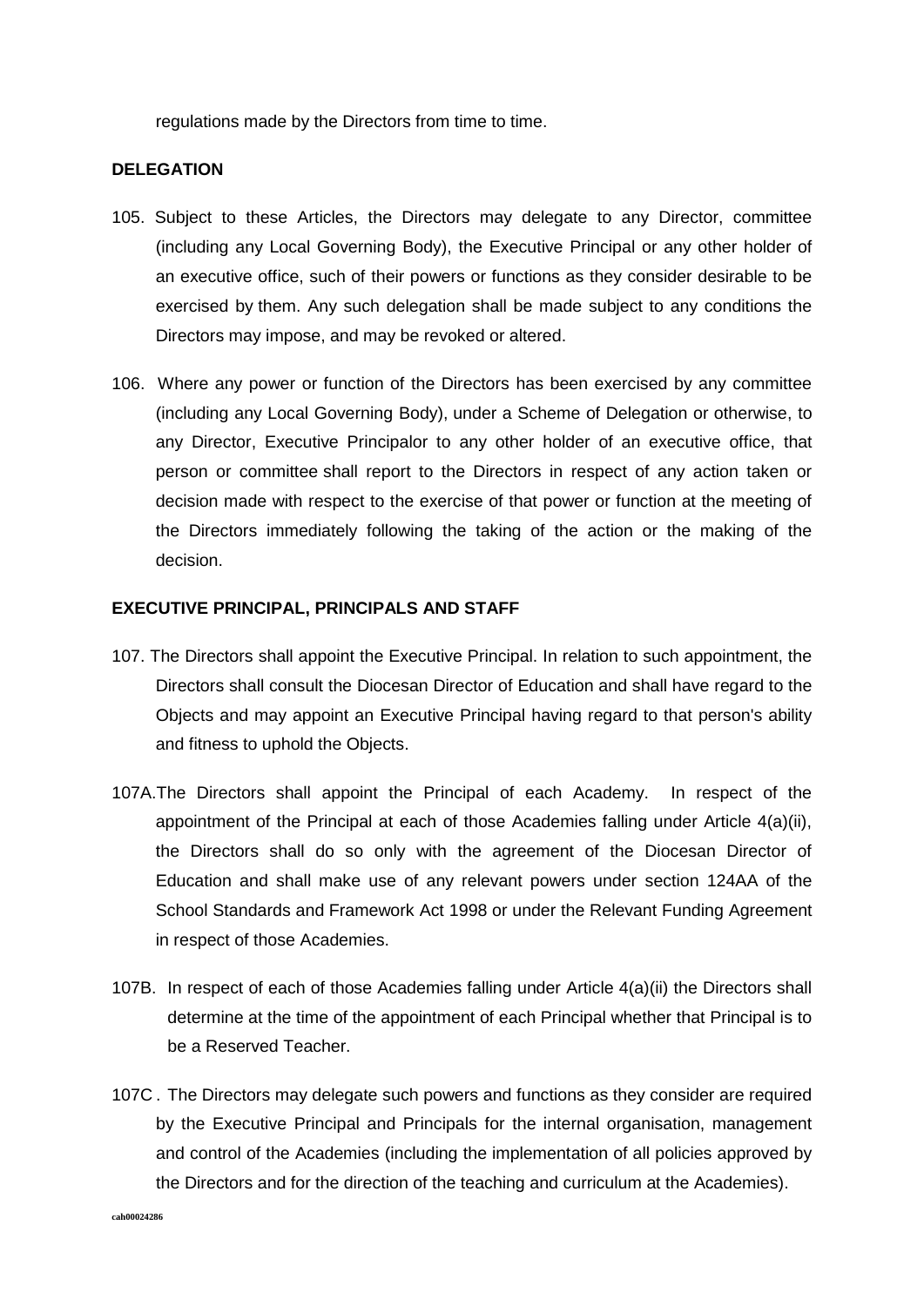regulations made by the Directors from time to time.

**DELEGATION**

105. Subject to these Articles, the Directors may delegate to any Director, committee (including any Local Governing Body), the Executive Principal or any other holder of an executive office, such of their powers or functions as they consider desirable to be exercised by them. Any such delegation shall be made subject to any conditions the Directors may impose, and may be revoked or altered.

106. Where any power or function of the Directors has been exercised by any committee (including any Local Governing Body), under a Scheme of Delegation or otherwise, to any Director, Executive Principalor to any other holder of an executive office, that person or committee shall report to the Directors in respect of any action taken or decision made with respect to the exercise of that power or function at the meeting of the Directors immediately following the taking of the action or the making of the decision.

**EXECUTIVE PRINCIPAL, PRINCIPALS AND STAFF**

107. The Directors shall appoint the Executive Principal. In relation to such appointment, the Directors shall consult the Diocesan Director of Education and shall have regard to the Objects and may appoint an Executive Principal having regard to that person's ability and fitness to uphold the Objects.

107A. The Directors shall appoint the Principal of each Academy. In respect of the appointment of the Principal at each of those Academies falling under Article 4(a)(ii), the Directors shall do so only with the agreement of the Diocesan Director of Education and shall make use of any relevant powers under section 124AA of the School Standards and Framework Act 1998 or under the Relevant Funding Agreement in respect of those Academies.

107B. In respect of each of those Academies falling under Article 4(a)(ii) the Directors shall determine at the time of the appointment of each Principal whether that Principal is to be a Reserved Teacher.

107C. The Directors may delegate such powers and functions as they consider are required by the Executive Principal and Principals for the internal organisation, management and control of the Academies (including the implementation of all policies approved by the Directors and for the direction of the teaching and curriculum at the Academies).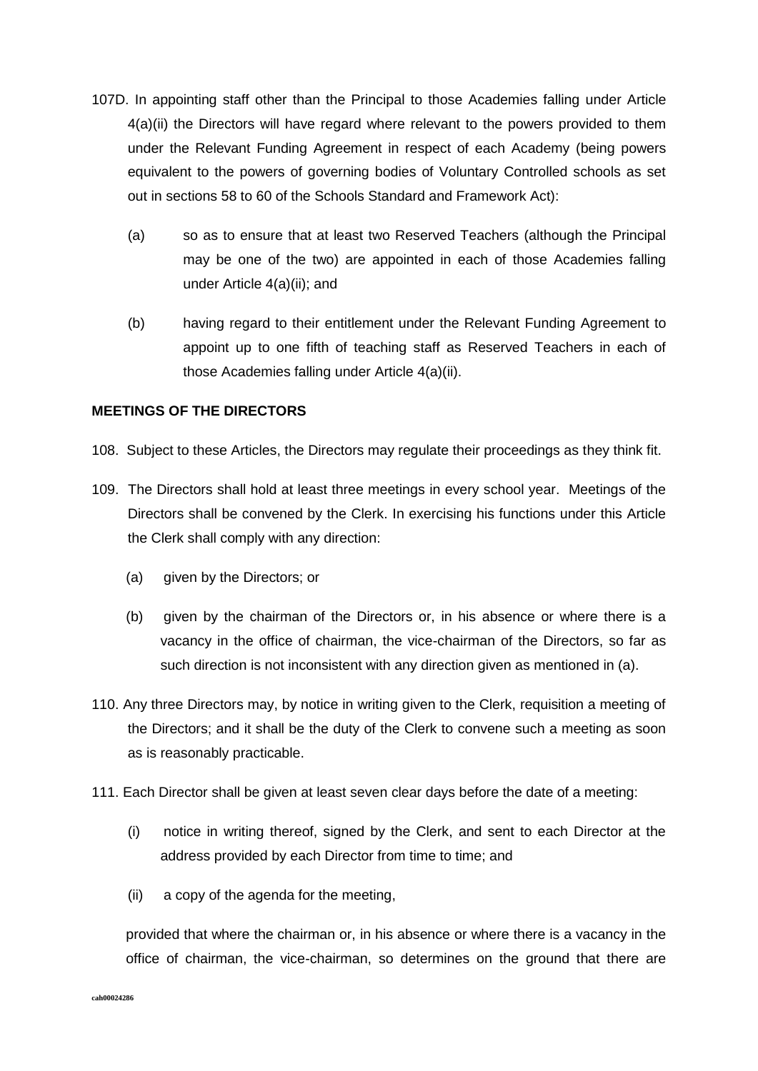107D. In appointing staff other than the Principal to those Academies falling under Article 4(a)(ii) the Directors will have regard where relevant to the powers provided to them under the Relevant Funding Agreement in respect of each Academy (being powers equivalent to the powers of governing bodies of Voluntary Controlled schools as set out in sections 58 to 60 of the Schools Standard and Framework Act):

(a) so as to ensure that at least two Reserved Teachers (although the Principal may be one of the two) are appointed in each of those Academies falling under Article 4(a)(ii); and

(b) having regard to their entitlement under the Relevant Funding Agreement to appoint up to one fifth of teaching staff as Reserved Teachers in each of those Academies falling under Article 4(a)(ii).

**MEETINGS OF THE DIRECTORS**

108. Subject to these Articles, the Directors may regulate their proceedings as they think fit.

109. The Directors shall hold at least three meetings in every school year. Meetings of the Directors shall be convened by the Clerk. In exercising his functions under this Article the Clerk shall comply with any direction:

(a) given by the Directors; or

(b) given by the chairman of the Directors or, in his absence or where there is a vacancy in the office of chairman, the vice-chairman of the Directors, so far as such direction is not inconsistent with any direction given as mentioned in (a).

110. Any three Directors may, by notice in writing given to the Clerk, requisition a meeting of the Directors; and it shall be the duty of the Clerk to convene such a meeting as soon as is reasonably practicable.

111. Each Director shall be given at least seven clear days before the date of a meeting:

(i) notice in writing thereof, signed by the Clerk, and sent to each Director at the address provided by each Director from time to time; and

(ii) a copy of the agenda for the meeting,

provided that where the chairman or, in his absence or where there is a vacancy in the office of chairman, the vice-chairman, so determines on the ground that there are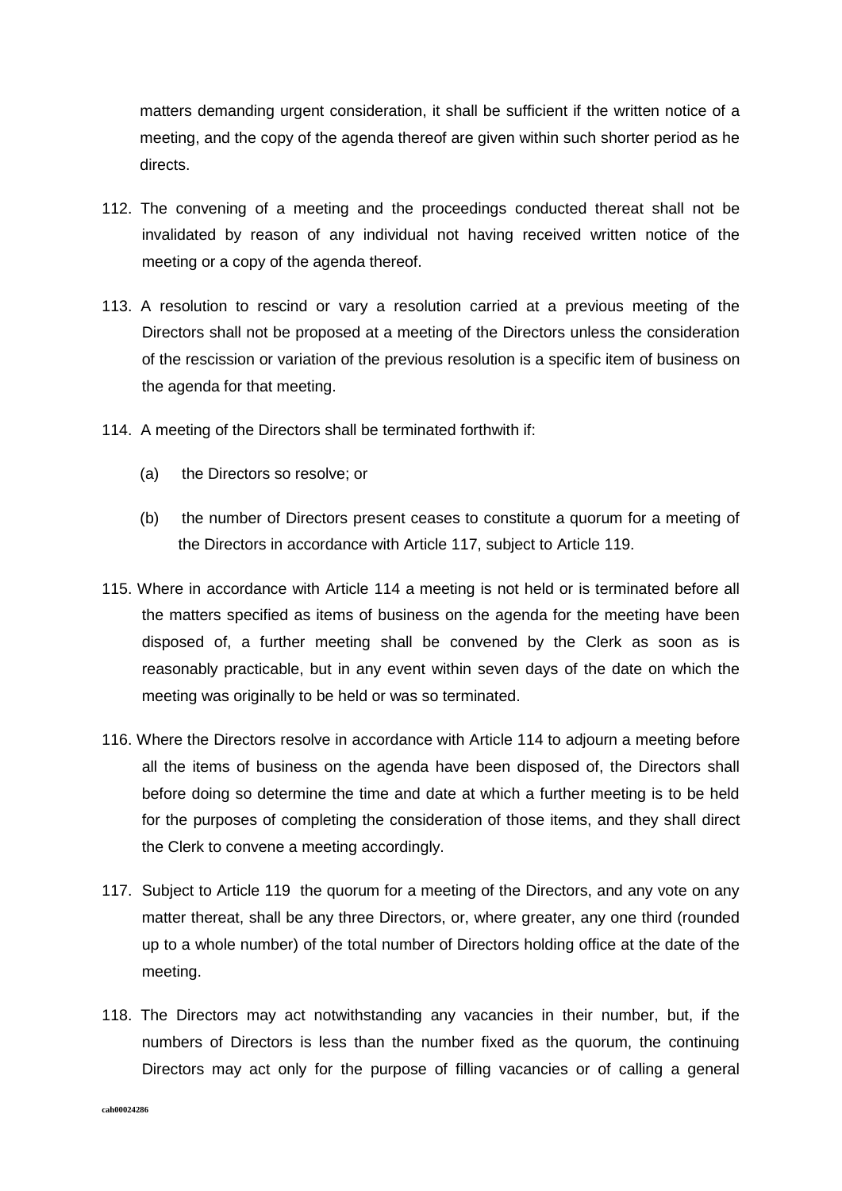matters demanding urgent consideration, it shall be sufficient if the written notice of a meeting, and the copy of the agenda thereof are given within such shorter period as he directs.

112. The convening of a meeting and the proceedings conducted thereat shall not be invalidated by reason of any individual not having received written notice of the meeting or a copy of the agenda thereof.

113. A resolution to rescind or vary a resolution carried at a previous meeting of the Directors shall not be proposed at a meeting of the Directors unless the consideration of the rescission or variation of the previous resolution is a specific item of business on the agenda for that meeting.

114. A meeting of the Directors shall be terminated forthwith if:

    (a) the Directors so resolve; or

    (b) the number of Directors present ceases to constitute a quorum for a meeting of the Directors in accordance with Article 117, subject to Article 119.

115. Where in accordance with Article 114 a meeting is not held or is terminated before all the matters specified as items of business on the agenda for the meeting have been disposed of, a further meeting shall be convened by the Clerk as soon as is reasonably practicable, but in any event within seven days of the date on which the meeting was originally to be held or was so terminated.

116. Where the Directors resolve in accordance with Article 114 to adjourn a meeting before all the items of business on the agenda have been disposed of, the Directors shall before doing so determine the time and date at which a further meeting is to be held for the purposes of completing the consideration of those items, and they shall direct the Clerk to convene a meeting accordingly.

117. Subject to Article 119 the quorum for a meeting of the Directors, and any vote on any matter thereat, shall be any three Directors, or, where greater, any one third (rounded up to a whole number) of the total number of Directors holding office at the date of the meeting.

118. The Directors may act notwithstanding any vacancies in their number, but, if the numbers of Directors is less than the number fixed as the quorum, the continuing Directors may act only for the purpose of filling vacancies or of calling a general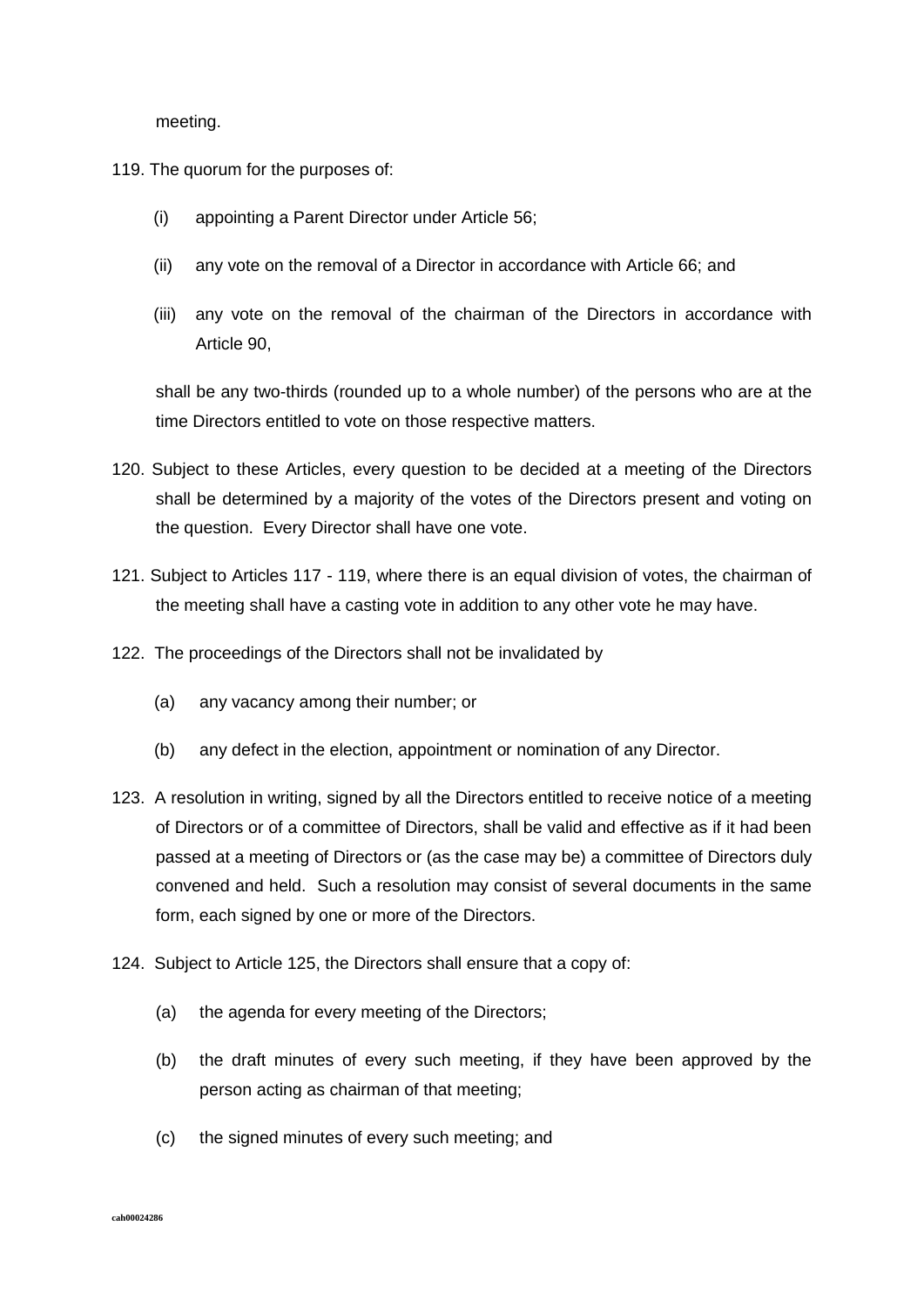meeting.

119. The quorum for the purposes of:

   (i) appointing a Parent Director under Article 56;

   (ii) any vote on the removal of a Director in accordance with Article 66; and

   (iii) any vote on the removal of the chairman of the Directors in accordance with Article 90,

   shall be any two-thirds (rounded up to a whole number) of the persons who are at the time Directors entitled to vote on those respective matters.

120. Subject to these Articles, every question to be decided at a meeting of the Directors shall be determined by a majority of the votes of the Directors present and voting on the question. Every Director shall have one vote.

121. Subject to Articles 117 - 119, where there is an equal division of votes, the chairman of the meeting shall have a casting vote in addition to any other vote he may have.

122. The proceedings of the Directors shall not be invalidated by

   (a) any vacancy among their number; or

   (b) any defect in the election, appointment or nomination of any Director.

123. A resolution in writing, signed by all the Directors entitled to receive notice of a meeting of Directors or of a committee of Directors, shall be valid and effective as if it had been passed at a meeting of Directors or (as the case may be) a committee of Directors duly convened and held. Such a resolution may consist of several documents in the same form, each signed by one or more of the Directors.

124. Subject to Article 125, the Directors shall ensure that a copy of:

   (a) the agenda for every meeting of the Directors;

   (b) the draft minutes of every such meeting, if they have been approved by the person acting as chairman of that meeting;

   (c) the signed minutes of every such meeting; and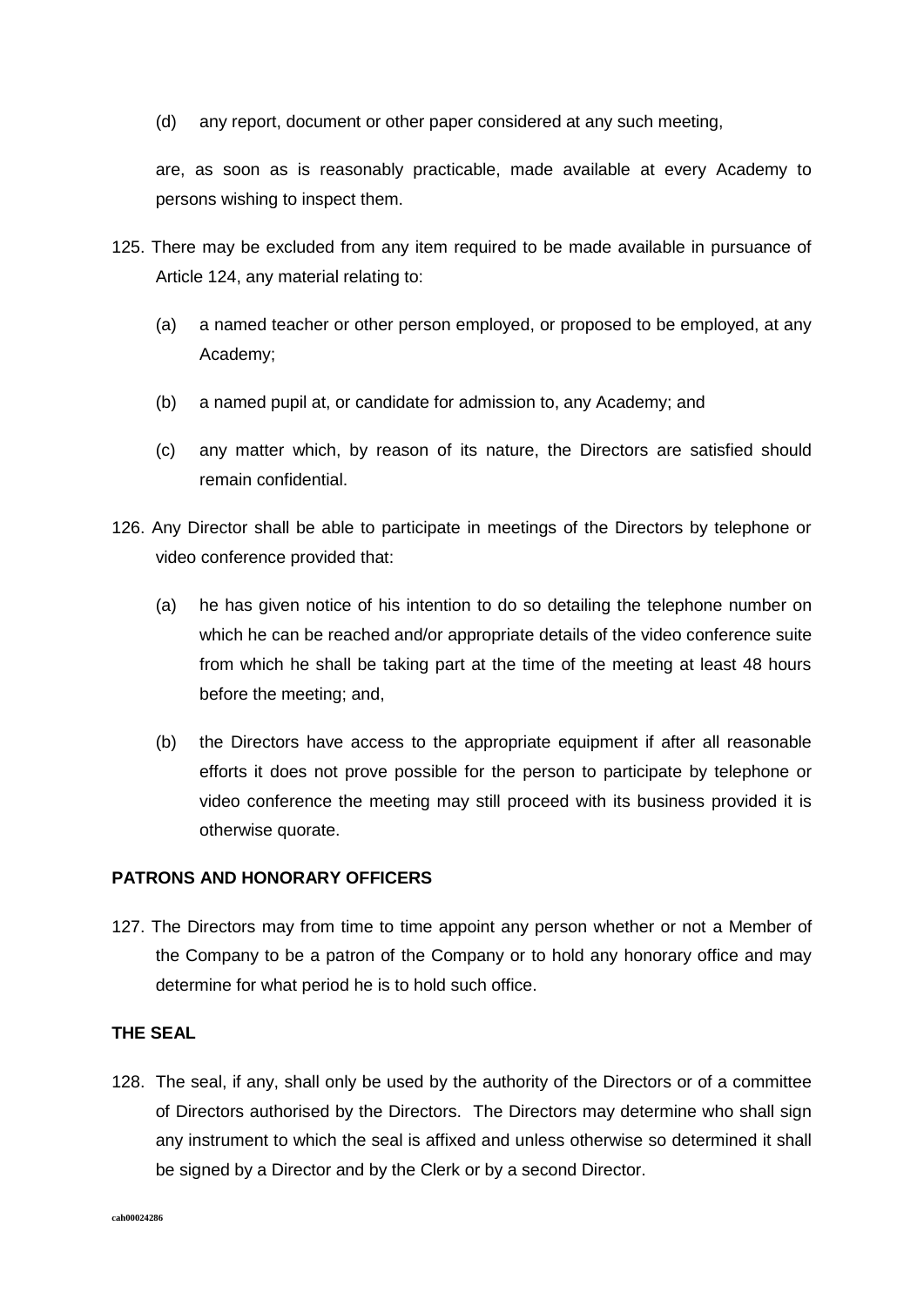(d) any report, document or other paper considered at any such meeting,

are, as soon as is reasonably practicable, made available at every Academy to persons wishing to inspect them.

125. There may be excluded from any item required to be made available in pursuance of Article 124, any material relating to:

    (a) a named teacher or other person employed, or proposed to be employed, at any Academy;

    (b) a named pupil at, or candidate for admission to, any Academy; and

    (c) any matter which, by reason of its nature, the Directors are satisfied should remain confidential.

126. Any Director shall be able to participate in meetings of the Directors by telephone or video conference provided that:

    (a) he has given notice of his intention to do so detailing the telephone number on which he can be reached and/or appropriate details of the video conference suite from which he shall be taking part at the time of the meeting at least 48 hours before the meeting; and,

    (b) the Directors have access to the appropriate equipment if after all reasonable efforts it does not prove possible for the person to participate by telephone or video conference the meeting may still proceed with its business provided it is otherwise quorate.

**PATRONS AND HONORARY OFFICERS**

127. The Directors may from time to time appoint any person whether or not a Member of the Company to be a patron of the Company or to hold any honorary office and may determine for what period he is to hold such office.

**THE SEAL**

128. The seal, if any, shall only be used by the authority of the Directors or of a committee of Directors authorised by the Directors. The Directors may determine who shall sign any instrument to which the seal is affixed and unless otherwise so determined it shall be signed by a Director and by the Clerk or by a second Director.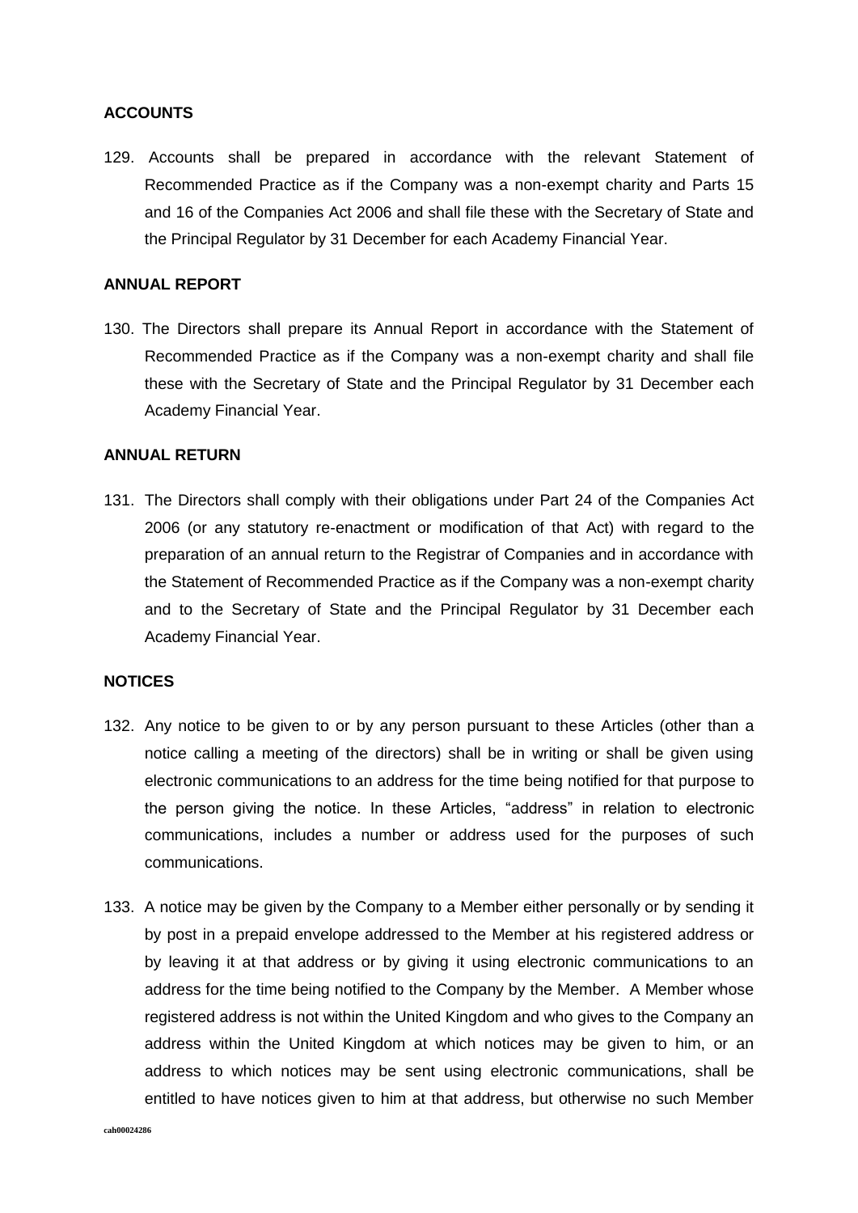**ACCOUNTS**

129. Accounts shall be prepared in accordance with the relevant Statement of Recommended Practice as if the Company was a non-exempt charity and Parts 15 and 16 of the Companies Act 2006 and shall file these with the Secretary of State and the Principal Regulator by 31 December for each Academy Financial Year.

**ANNUAL REPORT**

130. The Directors shall prepare its Annual Report in accordance with the Statement of Recommended Practice as if the Company was a non-exempt charity and shall file these with the Secretary of State and the Principal Regulator by 31 December each Academy Financial Year.

**ANNUAL RETURN**

131. The Directors shall comply with their obligations under Part 24 of the Companies Act 2006 (or any statutory re-enactment or modification of that Act) with regard to the preparation of an annual return to the Registrar of Companies and in accordance with the Statement of Recommended Practice as if the Company was a non-exempt charity and to the Secretary of State and the Principal Regulator by 31 December each Academy Financial Year.

**NOTICES**

132. Any notice to be given to or by any person pursuant to these Articles (other than a notice calling a meeting of the directors) shall be in writing or shall be given using electronic communications to an address for the time being notified for that purpose to the person giving the notice. In these Articles, "address" in relation to electronic communications, includes a number or address used for the purposes of such communications.

133. A notice may be given by the Company to a Member either personally or by sending it by post in a prepaid envelope addressed to the Member at his registered address or by leaving it at that address or by giving it using electronic communications to an address for the time being notified to the Company by the Member. A Member whose registered address is not within the United Kingdom and who gives to the Company an address within the United Kingdom at which notices may be given to him, or an address to which notices may be sent using electronic communications, shall be entitled to have notices given to him at that address, but otherwise no such Member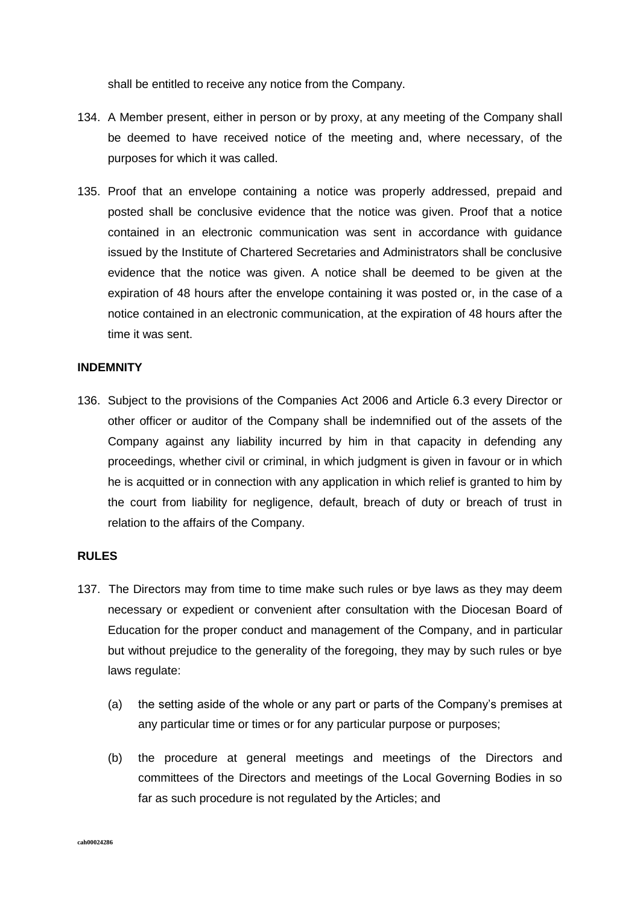shall be entitled to receive any notice from the Company.

134. A Member present, either in person or by proxy, at any meeting of the Company shall be deemed to have received notice of the meeting and, where necessary, of the purposes for which it was called.

135. Proof that an envelope containing a notice was properly addressed, prepaid and posted shall be conclusive evidence that the notice was given. Proof that a notice contained in an electronic communication was sent in accordance with guidance issued by the Institute of Chartered Secretaries and Administrators shall be conclusive evidence that the notice was given. A notice shall be deemed to be given at the expiration of 48 hours after the envelope containing it was posted or, in the case of a notice contained in an electronic communication, at the expiration of 48 hours after the time it was sent.

**INDEMNITY**

136. Subject to the provisions of the Companies Act 2006 and Article 6.3 every Director or other officer or auditor of the Company shall be indemnified out of the assets of the Company against any liability incurred by him in that capacity in defending any proceedings, whether civil or criminal, in which judgment is given in favour or in which he is acquitted or in connection with any application in which relief is granted to him by the court from liability for negligence, default, breach of duty or breach of trust in relation to the affairs of the Company.

**RULES**

137. The Directors may from time to time make such rules or bye laws as they may deem necessary or expedient or convenient after consultation with the Diocesan Board of Education for the proper conduct and management of the Company, and in particular but without prejudice to the generality of the foregoing, they may by such rules or bye laws regulate:

    (a) the setting aside of the whole or any part or parts of the Company's premises at any particular time or times or for any particular purpose or purposes;

    (b) the procedure at general meetings and meetings of the Directors and committees of the Directors and meetings of the Local Governing Bodies in so far as such procedure is not regulated by the Articles; and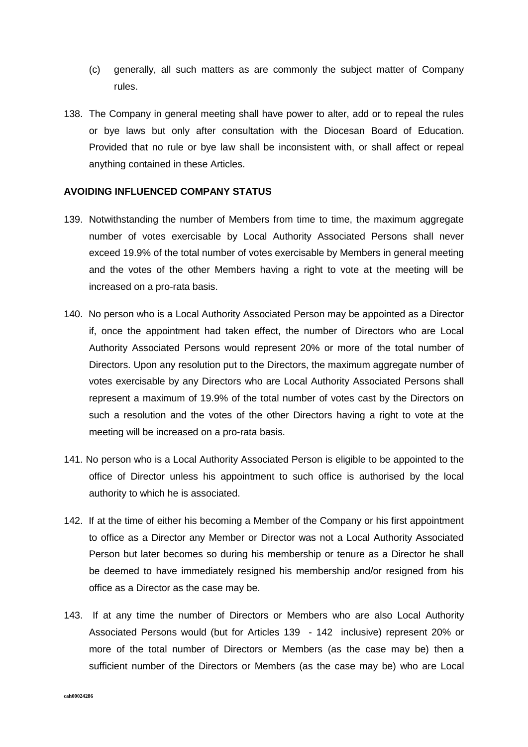(c) generally, all such matters as are commonly the subject matter of Company rules.

138. The Company in general meeting shall have power to alter, add or to repeal the rules or bye laws but only after consultation with the Diocesan Board of Education. Provided that no rule or bye law shall be inconsistent with, or shall affect or repeal anything contained in these Articles.

**AVOIDING INFLUENCED COMPANY STATUS**

139. Notwithstanding the number of Members from time to time, the maximum aggregate number of votes exercisable by Local Authority Associated Persons shall never exceed 19.9% of the total number of votes exercisable by Members in general meeting and the votes of the other Members having a right to vote at the meeting will be increased on a pro-rata basis.

140. No person who is a Local Authority Associated Person may be appointed as a Director if, once the appointment had taken effect, the number of Directors who are Local Authority Associated Persons would represent 20% or more of the total number of Directors. Upon any resolution put to the Directors, the maximum aggregate number of votes exercisable by any Directors who are Local Authority Associated Persons shall represent a maximum of 19.9% of the total number of votes cast by the Directors on such a resolution and the votes of the other Directors having a right to vote at the meeting will be increased on a pro-rata basis.

141. No person who is a Local Authority Associated Person is eligible to be appointed to the office of Director unless his appointment to such office is authorised by the local authority to which he is associated.

142. If at the time of either his becoming a Member of the Company or his first appointment to office as a Director any Member or Director was not a Local Authority Associated Person but later becomes so during his membership or tenure as a Director he shall be deemed to have immediately resigned his membership and/or resigned from his office as a Director as the case may be.

143. If at any time the number of Directors or Members who are also Local Authority Associated Persons would (but for Articles 139 - 142 inclusive) represent 20% or more of the total number of Directors or Members (as the case may be) then a sufficient number of the Directors or Members (as the case may be) who are Local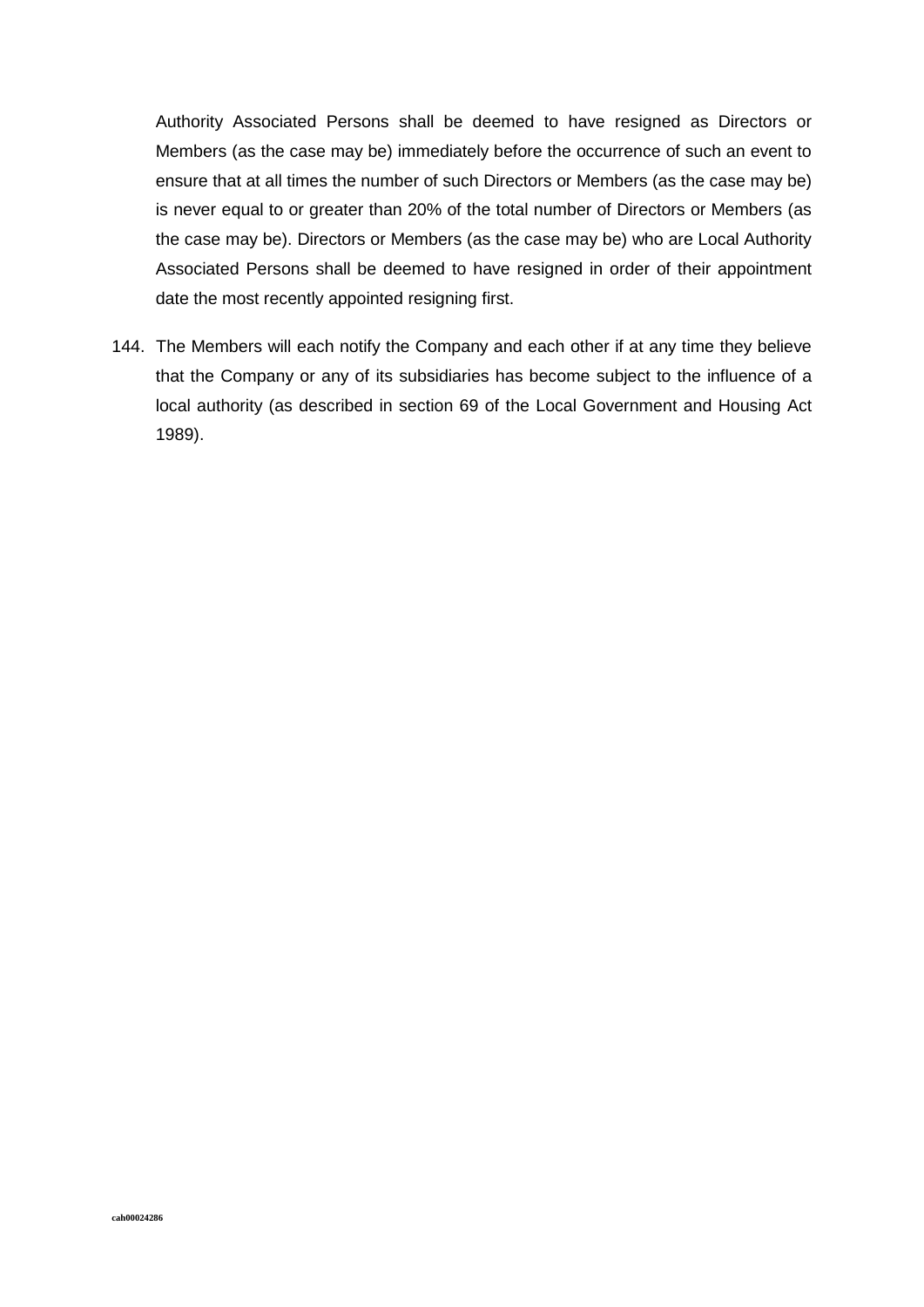Authority Associated Persons shall be deemed to have resigned as Directors or Members (as the case may be) immediately before the occurrence of such an event to ensure that at all times the number of such Directors or Members (as the case may be) is never equal to or greater than 20% of the total number of Directors or Members (as the case may be). Directors or Members (as the case may be) who are Local Authority Associated Persons shall be deemed to have resigned in order of their appointment date the most recently appointed resigning first.

144. The Members will each notify the Company and each other if at any time they believe that the Company or any of its subsidiaries has become subject to the influence of a local authority (as described in section 69 of the Local Government and Housing Act 1989).

cah00024286